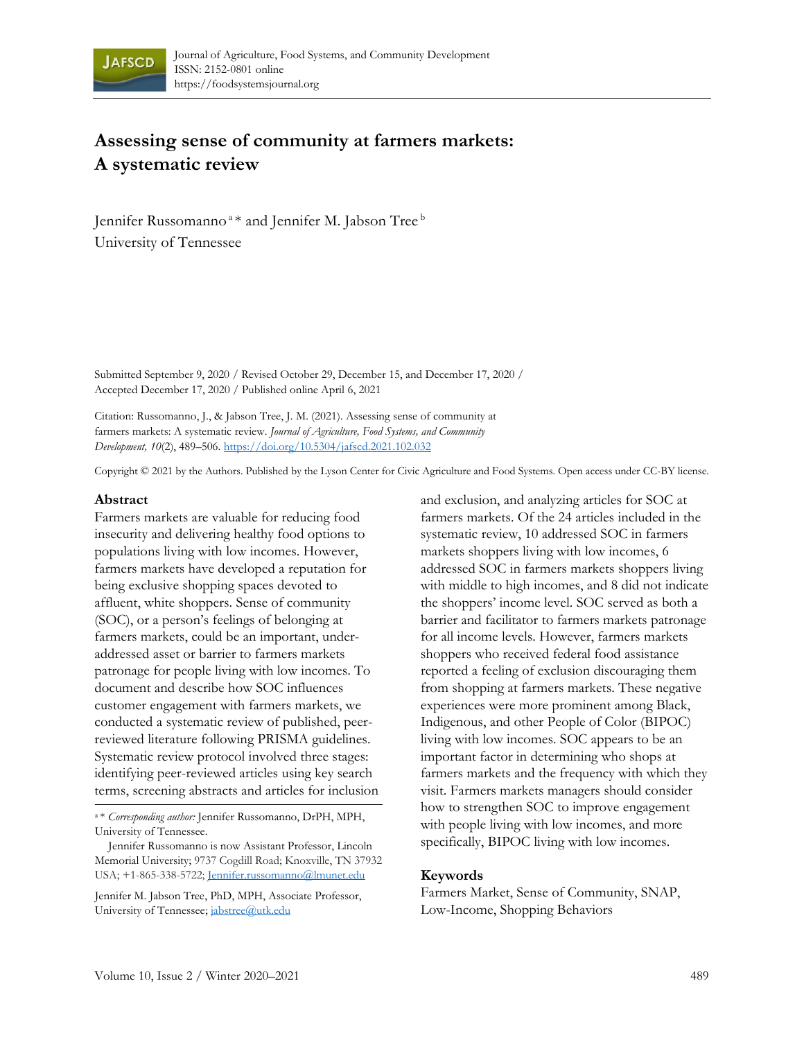Journal of Agriculture, Food Systems, and Community Development
ISSN: 2152-0801 online
https://foodsystemsjournal.org

# Assessing sense of community at farmers markets: A systematic review

Jennifer Russomanno [a] * and Jennifer M. Jabson Tree [b]
University of Tennessee

Submitted September 9, 2020 / Revised October 29, December 15, and December 17, 2020 / Accepted December 17, 2020 / Published online April 6, 2021

Citation: Russomanno, J., & Jabson Tree, J. M. (2021). Assessing sense of community at farmers markets: A systematic review. *Journal of Agriculture, Food Systems, and Community Development, 10*(2), 489–506. https://doi.org/10.5304/jafscd.2021.102.032

Copyright © 2021 by the Authors. Published by the Lyson Center for Civic Agriculture and Food Systems. Open access under CC-BY license.

## Abstract

Farmers markets are valuable for reducing food insecurity and delivering healthy food options to populations living with low incomes. However, farmers markets have developed a reputation for being exclusive shopping spaces devoted to affluent, white shoppers. Sense of community (SOC), or a person's feelings of belonging at farmers markets, could be an important, under-addressed asset or barrier to farmers markets patronage for people living with low incomes. To document and describe how SOC influences customer engagement with farmers markets, we conducted a systematic review of published, peer-reviewed literature following PRISMA guidelines. Systematic review protocol involved three stages: identifying peer-reviewed articles using key search terms, screening abstracts and articles for inclusion and exclusion, and analyzing articles for SOC at farmers markets. Of the 24 articles included in the systematic review, 10 addressed SOC in farmers markets shoppers living with low incomes, 6 addressed SOC in farmers markets shoppers living with middle to high incomes, and 8 did not indicate the shoppers' income level. SOC served as both a barrier and facilitator to farmers markets patronage for all income levels. However, farmers markets shoppers who received federal food assistance reported a feeling of exclusion discouraging them from shopping at farmers markets. These negative experiences were more prominent among Black, Indigenous, and other People of Color (BIPOC) living with low incomes. SOC appears to be an important factor in determining who shops at farmers markets and the frequency with which they visit. Farmers markets managers should consider how to strengthen SOC to improve engagement with people living with low incomes, and more specifically, BIPOC living with low incomes.

## Keywords

Farmers Market, Sense of Community, SNAP, Low-Income, Shopping Behaviors

---

[a] * *Corresponding author:* Jennifer Russomanno, DrPH, MPH, University of Tennessee.

Jennifer Russomanno is now Assistant Professor, Lincoln Memorial University; 9737 Cogdill Road; Knoxville, TN 37932 USA; +1-865-338-5722; Jennifer.russomanno@lmunet.edu

Jennifer M. Jabson Tree, PhD, MPH, Associate Professor, University of Tennessee; jabstree@utk.edu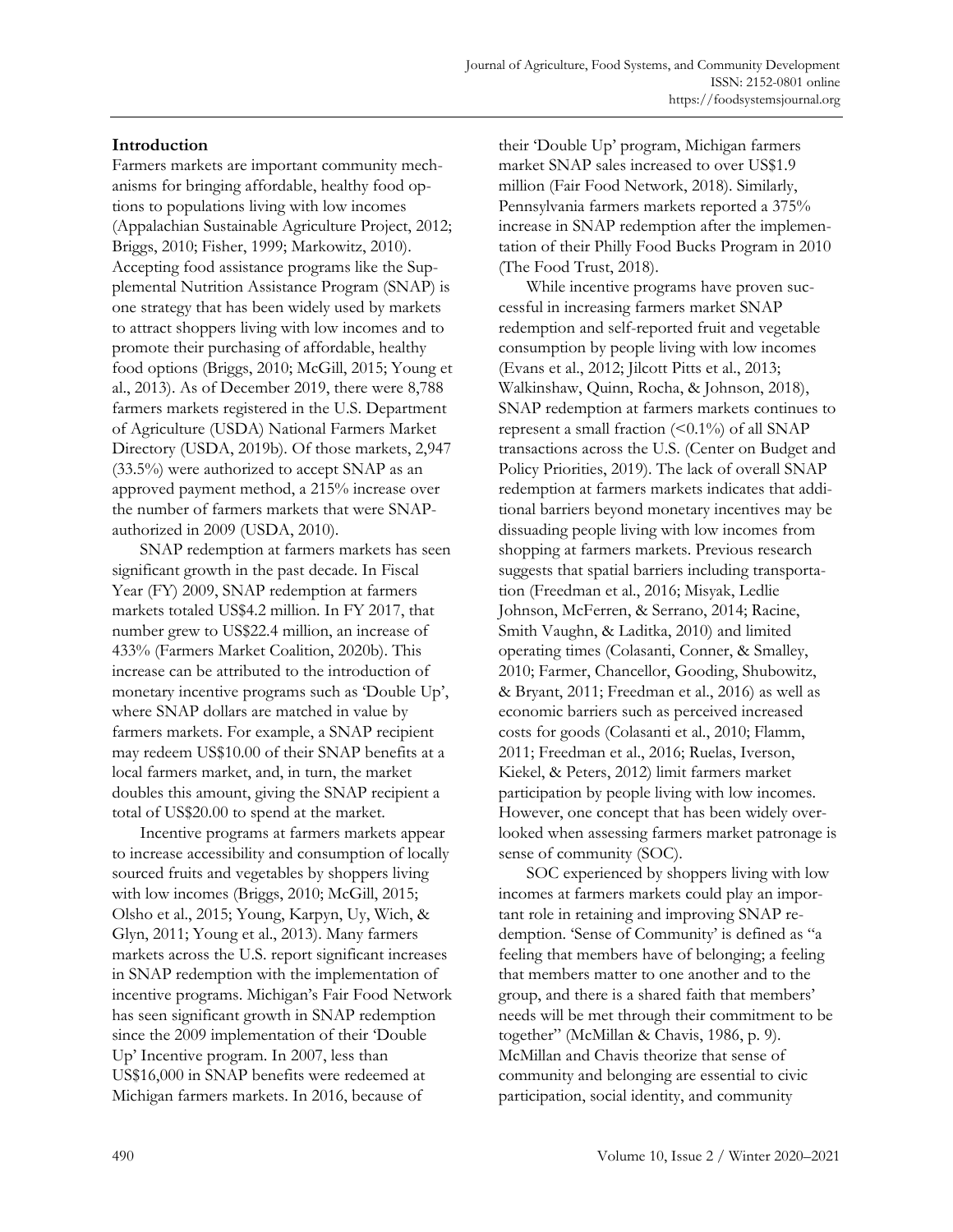## Introduction

Farmers markets are important community mechanisms for bringing affordable, healthy food options to populations living with low incomes (Appalachian Sustainable Agriculture Project, 2012; Briggs, 2010; Fisher, 1999; Markowitz, 2010). Accepting food assistance programs like the Supplemental Nutrition Assistance Program (SNAP) is one strategy that has been widely used by markets to attract shoppers living with low incomes and to promote their purchasing of affordable, healthy food options (Briggs, 2010; McGill, 2015; Young et al., 2013). As of December 2019, there were 8,788 farmers markets registered in the U.S. Department of Agriculture (USDA) National Farmers Market Directory (USDA, 2019b). Of those markets, 2,947 (33.5%) were authorized to accept SNAP as an approved payment method, a 215% increase over the number of farmers markets that were SNAP-authorized in 2009 (USDA, 2010).

SNAP redemption at farmers markets has seen significant growth in the past decade. In Fiscal Year (FY) 2009, SNAP redemption at farmers markets totaled US$4.2 million. In FY 2017, that number grew to US$22.4 million, an increase of 433% (Farmers Market Coalition, 2020b). This increase can be attributed to the introduction of monetary incentive programs such as 'Double Up', where SNAP dollars are matched in value by farmers markets. For example, a SNAP recipient may redeem US$10.00 of their SNAP benefits at a local farmers market, and, in turn, the market doubles this amount, giving the SNAP recipient a total of US$20.00 to spend at the market.

Incentive programs at farmers markets appear to increase accessibility and consumption of locally sourced fruits and vegetables by shoppers living with low incomes (Briggs, 2010; McGill, 2015; Olsho et al., 2015; Young, Karpyn, Uy, Wich, & Glyn, 2011; Young et al., 2013). Many farmers markets across the U.S. report significant increases in SNAP redemption with the implementation of incentive programs. Michigan's Fair Food Network has seen significant growth in SNAP redemption since the 2009 implementation of their 'Double Up' Incentive program. In 2007, less than US$16,000 in SNAP benefits were redeemed at Michigan farmers markets. In 2016, because of their 'Double Up' program, Michigan farmers market SNAP sales increased to over US$1.9 million (Fair Food Network, 2018). Similarly, Pennsylvania farmers markets reported a 375% increase in SNAP redemption after the implementation of their Philly Food Bucks Program in 2010 (The Food Trust, 2018).

While incentive programs have proven successful in increasing farmers market SNAP redemption and self-reported fruit and vegetable consumption by people living with low incomes (Evans et al., 2012; Jilcott Pitts et al., 2013; Walkinshaw, Quinn, Rocha, & Johnson, 2018), SNAP redemption at farmers markets continues to represent a small fraction (<0.1%) of all SNAP transactions across the U.S. (Center on Budget and Policy Priorities, 2019). The lack of overall SNAP redemption at farmers markets indicates that additional barriers beyond monetary incentives may be dissuading people living with low incomes from shopping at farmers markets. Previous research suggests that spatial barriers including transportation (Freedman et al., 2016; Misyak, Ledlie Johnson, McFerren, & Serrano, 2014; Racine, Smith Vaughn, & Laditka, 2010) and limited operating times (Colasanti, Conner, & Smalley, 2010; Farmer, Chancellor, Gooding, Shubowitz, & Bryant, 2011; Freedman et al., 2016) as well as economic barriers such as perceived increased costs for goods (Colasanti et al., 2010; Flamm, 2011; Freedman et al., 2016; Ruelas, Iverson, Kiekel, & Peters, 2012) limit farmers market participation by people living with low incomes. However, one concept that has been widely overlooked when assessing farmers market patronage is sense of community (SOC).

SOC experienced by shoppers living with low incomes at farmers markets could play an important role in retaining and improving SNAP redemption. 'Sense of Community' is defined as "a feeling that members have of belonging; a feeling that members matter to one another and to the group, and there is a shared faith that members' needs will be met through their commitment to be together" (McMillan & Chavis, 1986, p. 9). McMillan and Chavis theorize that sense of community and belonging are essential to civic participation, social identity, and community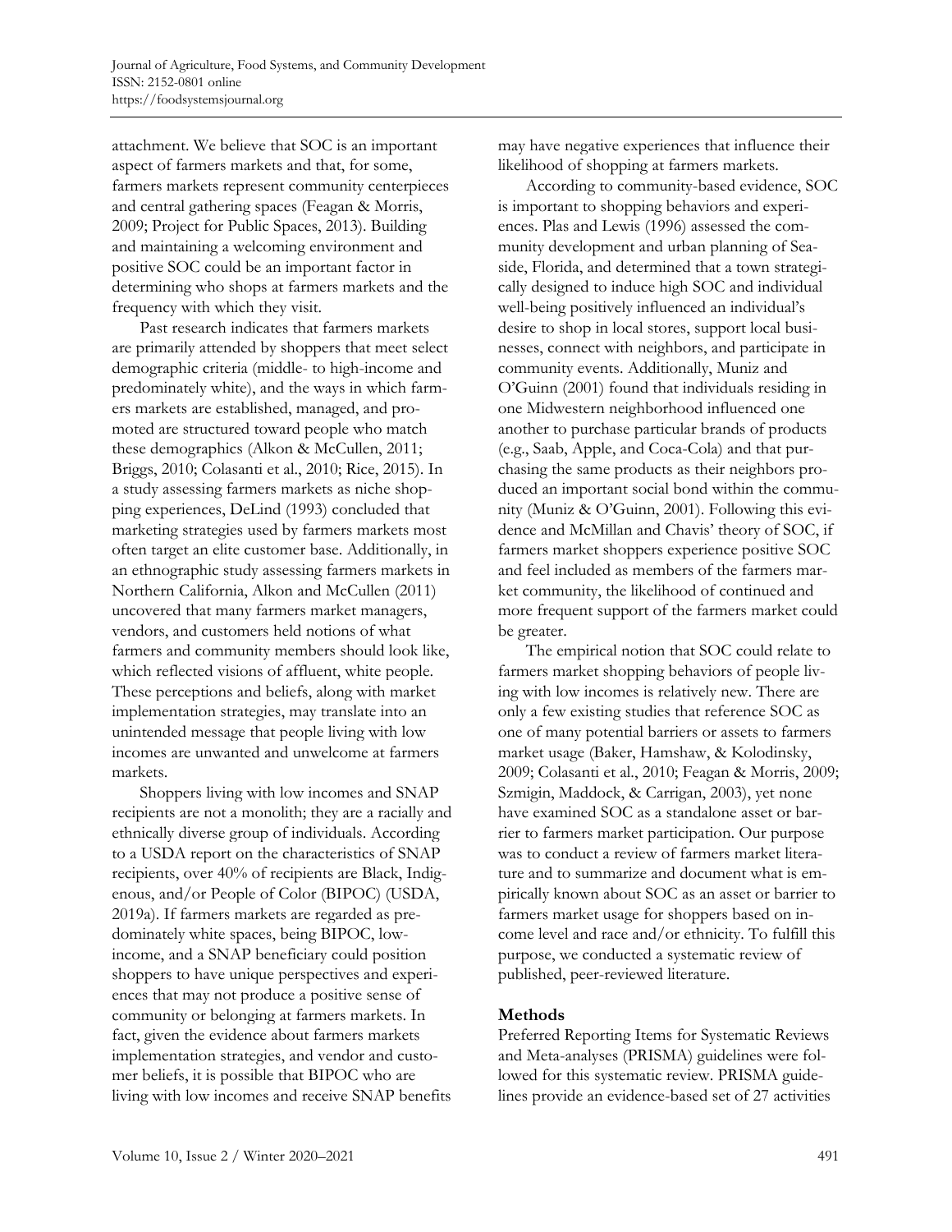attachment. We believe that SOC is an important aspect of farmers markets and that, for some, farmers markets represent community centerpieces and central gathering spaces (Feagan & Morris, 2009; Project for Public Spaces, 2013). Building and maintaining a welcoming environment and positive SOC could be an important factor in determining who shops at farmers markets and the frequency with which they visit.

Past research indicates that farmers markets are primarily attended by shoppers that meet select demographic criteria (middle- to high-income and predominately white), and the ways in which farmers markets are established, managed, and promoted are structured toward people who match these demographics (Alkon & McCullen, 2011; Briggs, 2010; Colasanti et al., 2010; Rice, 2015). In a study assessing farmers markets as niche shopping experiences, DeLind (1993) concluded that marketing strategies used by farmers markets most often target an elite customer base. Additionally, in an ethnographic study assessing farmers markets in Northern California, Alkon and McCullen (2011) uncovered that many farmers market managers, vendors, and customers held notions of what farmers and community members should look like, which reflected visions of affluent, white people. These perceptions and beliefs, along with market implementation strategies, may translate into an unintended message that people living with low incomes are unwanted and unwelcome at farmers markets.

Shoppers living with low incomes and SNAP recipients are not a monolith; they are a racially and ethnically diverse group of individuals. According to a USDA report on the characteristics of SNAP recipients, over 40% of recipients are Black, Indigenous, and/or People of Color (BIPOC) (USDA, 2019a). If farmers markets are regarded as predominately white spaces, being BIPOC, low-income, and a SNAP beneficiary could position shoppers to have unique perspectives and experiences that may not produce a positive sense of community or belonging at farmers markets. In fact, given the evidence about farmers markets implementation strategies, and vendor and customer beliefs, it is possible that BIPOC who are living with low incomes and receive SNAP benefits may have negative experiences that influence their likelihood of shopping at farmers markets.

According to community-based evidence, SOC is important to shopping behaviors and experiences. Plas and Lewis (1996) assessed the community development and urban planning of Seaside, Florida, and determined that a town strategically designed to induce high SOC and individual well-being positively influenced an individual's desire to shop in local stores, support local businesses, connect with neighbors, and participate in community events. Additionally, Muniz and O'Guinn (2001) found that individuals residing in one Midwestern neighborhood influenced one another to purchase particular brands of products (e.g., Saab, Apple, and Coca-Cola) and that purchasing the same products as their neighbors produced an important social bond within the community (Muniz & O'Guinn, 2001). Following this evidence and McMillan and Chavis' theory of SOC, if farmers market shoppers experience positive SOC and feel included as members of the farmers market community, the likelihood of continued and more frequent support of the farmers market could be greater.

The empirical notion that SOC could relate to farmers market shopping behaviors of people living with low incomes is relatively new. There are only a few existing studies that reference SOC as one of many potential barriers or assets to farmers market usage (Baker, Hamshaw, & Kolodinsky, 2009; Colasanti et al., 2010; Feagan & Morris, 2009; Szmigin, Maddock, & Carrigan, 2003), yet none have examined SOC as a standalone asset or barrier to farmers market participation. Our purpose was to conduct a review of farmers market literature and to summarize and document what is empirically known about SOC as an asset or barrier to farmers market usage for shoppers based on income level and race and/or ethnicity. To fulfill this purpose, we conducted a systematic review of published, peer-reviewed literature.

## Methods

Preferred Reporting Items for Systematic Reviews and Meta-analyses (PRISMA) guidelines were followed for this systematic review. PRISMA guidelines provide an evidence-based set of 27 activities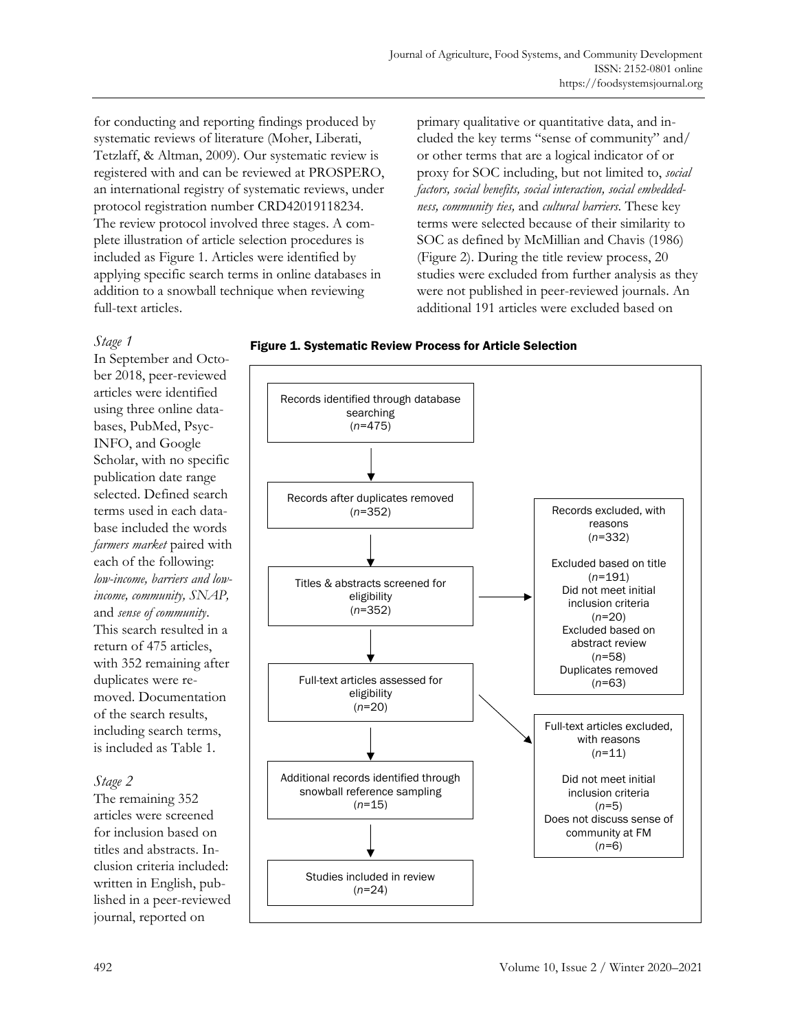for conducting and reporting findings produced by systematic reviews of literature (Moher, Liberati, Tetzlaff, & Altman, 2009). Our systematic review is registered with and can be reviewed at PROSPERO, an international registry of systematic reviews, under protocol registration number CRD42019118234. The review protocol involved three stages. A complete illustration of article selection procedures is included as Figure 1. Articles were identified by applying specific search terms in online databases in addition to a snowball technique when reviewing full-text articles.

### *Stage 1*

In September and October 2018, peer-reviewed articles were identified using three online databases, PubMed, PsycINFO, and Google Scholar, with no specific publication date range selected. Defined search terms used in each database included the words *farmers market* paired with each of the following: *low-income, barriers and low-income, community, SNAP,* and *sense of community*. This search resulted in a return of 475 articles, with 352 remaining after duplicates were removed. Documentation of the search results, including search terms, is included as Table 1.

### *Stage 2*

The remaining 352 articles were screened for inclusion based on titles and abstracts. Inclusion criteria included: written in English, published in a peer-reviewed journal, reported on primary qualitative or quantitative data, and included the key terms "sense of community" and/or other terms that are a logical indicator of or proxy for SOC including, but not limited to, *social factors, social benefits, social interaction, social embeddedness, community ties,* and *cultural barriers*. These key terms were selected because of their similarity to SOC as defined by McMillian and Chavis (1986) (Figure 2). During the title review process, 20 studies were excluded from further analysis as they were not published in peer-reviewed journals. An additional 191 articles were excluded based on

**Figure 1. Systematic Review Process for Article Selection**

Records identified through database searching (*n*=475)
↓
Records after duplicates removed (*n*=352)
↓
Titles & abstracts screened for eligibility (*n*=352) → Records excluded, with reasons (*n*=332): Excluded based on title (*n*=191); Did not meet initial inclusion criteria (*n*=20); Excluded based on abstract review (*n*=58); Duplicates removed (*n*=63)
↓
Full-text articles assessed for eligibility (*n*=20) → Full-text articles excluded, with reasons (*n*=11): Did not meet initial inclusion criteria (*n*=5); Does not discuss sense of community at FM (*n*=6)
↓
Additional records identified through snowball reference sampling (*n*=15)
↓
Studies included in review (*n*=24)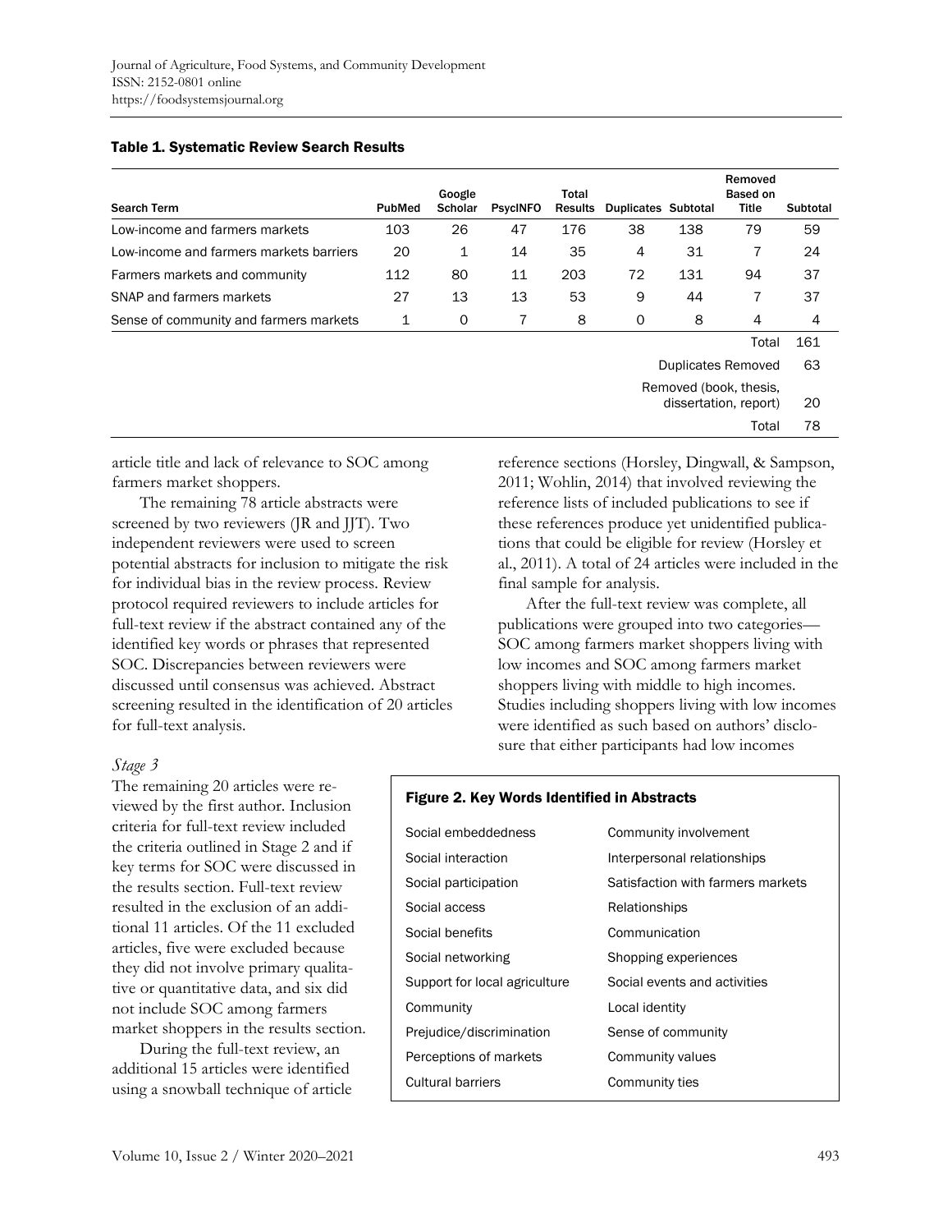**Table 1. Systematic Review Search Results**

| Search Term | PubMed | Google Scholar | PsycINFO | Total Results | Duplicates | Subtotal | Removed Based on Title | Subtotal |
|---|---|---|---|---|---|---|---|---|
| Low-income and farmers markets | 103 | 26 | 47 | 176 | 38 | 138 | 79 | 59 |
| Low-income and farmers markets barriers | 20 | 1 | 14 | 35 | 4 | 31 | 7 | 24 |
| Farmers markets and community | 112 | 80 | 11 | 203 | 72 | 131 | 94 | 37 |
| SNAP and farmers markets | 27 | 13 | 13 | 53 | 9 | 44 | 7 | 37 |
| Sense of community and farmers markets | 1 | 0 | 7 | 8 | 0 | 8 | 4 | 4 |
| | | | | | | | Total | 161 |
| | | | | | | | Duplicates Removed | 63 |
| | | | | | | | Removed (book, thesis, dissertation, report) | 20 |
| | | | | | | | Total | 78 |

article title and lack of relevance to SOC among farmers market shoppers.

The remaining 78 article abstracts were screened by two reviewers (JR and JJT). Two independent reviewers were used to screen potential abstracts for inclusion to mitigate the risk for individual bias in the review process. Review protocol required reviewers to include articles for full-text review if the abstract contained any of the identified key words or phrases that represented SOC. Discrepancies between reviewers were discussed until consensus was achieved. Abstract screening resulted in the identification of 20 articles for full-text analysis.

*Stage 3*

The remaining 20 articles were reviewed by the first author. Inclusion criteria for full-text review included the criteria outlined in Stage 2 and if key terms for SOC were discussed in the results section. Full-text review resulted in the exclusion of an additional 11 articles. Of the 11 excluded articles, five were excluded because they did not involve primary qualitative or quantitative data, and six did not include SOC among farmers market shoppers in the results section.

During the full-text review, an additional 15 articles were identified using a snowball technique of article reference sections (Horsley, Dingwall, & Sampson, 2011; Wohlin, 2014) that involved reviewing the reference lists of included publications to see if these references produce yet unidentified publications that could be eligible for review (Horsley et al., 2011). A total of 24 articles were included in the final sample for analysis.

After the full-text review was complete, all publications were grouped into two categories—SOC among farmers market shoppers living with low incomes and SOC among farmers market shoppers living with middle to high incomes. Studies including shoppers living with low incomes were identified as such based on authors' disclosure that either participants had low incomes

**Figure 2. Key Words Identified in Abstracts**

| | |
|---|---|
| Social embeddedness | Community involvement |
| Social interaction | Interpersonal relationships |
| Social participation | Satisfaction with farmers markets |
| Social access | Relationships |
| Social benefits | Communication |
| Social networking | Shopping experiences |
| Support for local agriculture | Social events and activities |
| Community | Local identity |
| Prejudice/discrimination | Sense of community |
| Perceptions of markets | Community values |
| Cultural barriers | Community ties |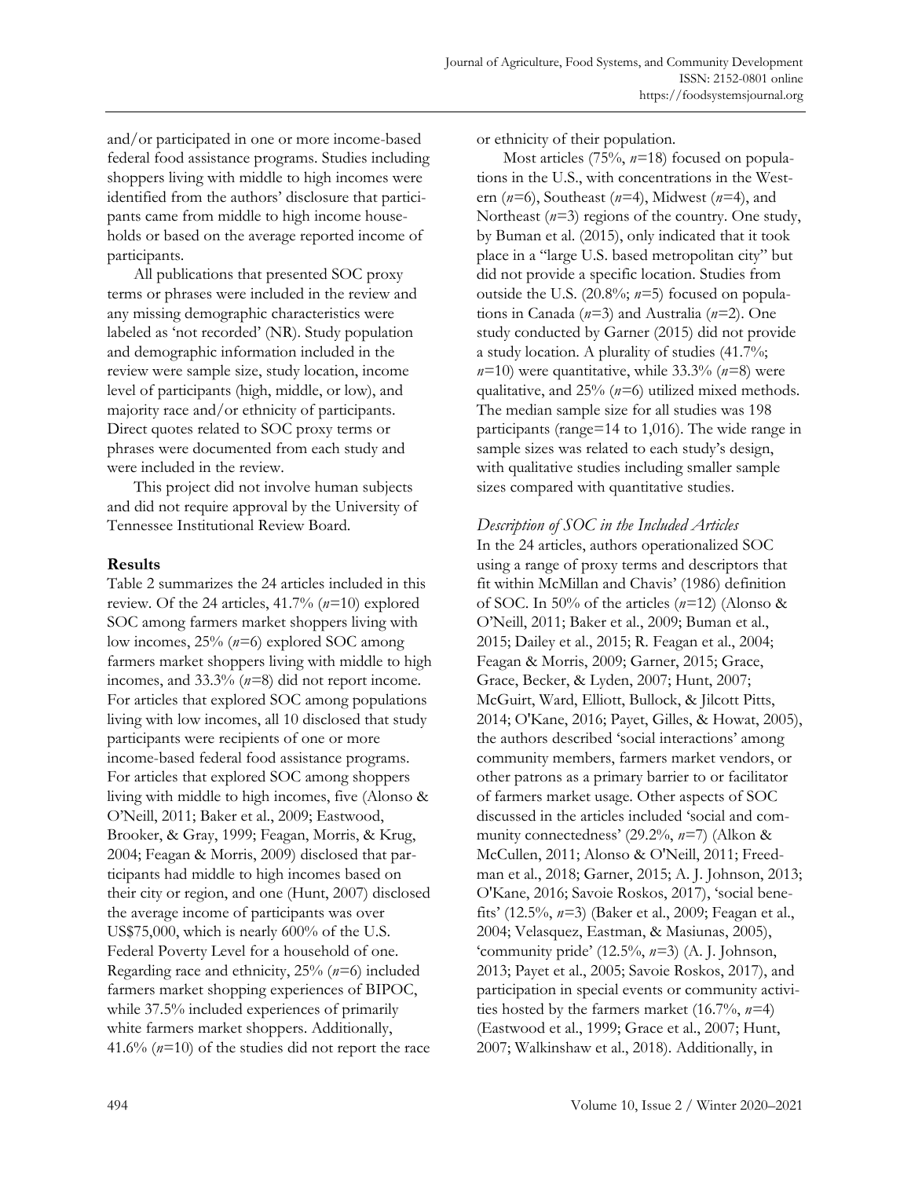and/or participated in one or more income-based federal food assistance programs. Studies including shoppers living with middle to high incomes were identified from the authors' disclosure that participants came from middle to high income households or based on the average reported income of participants.

All publications that presented SOC proxy terms or phrases were included in the review and any missing demographic characteristics were labeled as 'not recorded' (NR). Study population and demographic information included in the review were sample size, study location, income level of participants (high, middle, or low), and majority race and/or ethnicity of participants. Direct quotes related to SOC proxy terms or phrases were documented from each study and were included in the review.

This project did not involve human subjects and did not require approval by the University of Tennessee Institutional Review Board.

## Results

Table 2 summarizes the 24 articles included in this review. Of the 24 articles, 41.7% (*n*=10) explored SOC among farmers market shoppers living with low incomes, 25% (*n*=6) explored SOC among farmers market shoppers living with middle to high incomes, and 33.3% (*n*=8) did not report income. For articles that explored SOC among populations living with low incomes, all 10 disclosed that study participants were recipients of one or more income-based federal food assistance programs. For articles that explored SOC among shoppers living with middle to high incomes, five (Alonso & O'Neill, 2011; Baker et al., 2009; Eastwood, Brooker, & Gray, 1999; Feagan, Morris, & Krug, 2004; Feagan & Morris, 2009) disclosed that participants had middle to high incomes based on their city or region, and one (Hunt, 2007) disclosed the average income of participants was over US$75,000, which is nearly 600% of the U.S. Federal Poverty Level for a household of one. Regarding race and ethnicity, 25% (*n*=6) included farmers market shopping experiences of BIPOC, while 37.5% included experiences of primarily white farmers market shoppers. Additionally, 41.6% (*n*=10) of the studies did not report the race or ethnicity of their population.

Most articles (75%, *n*=18) focused on populations in the U.S., with concentrations in the Western (*n*=6), Southeast (*n*=4), Midwest (*n*=4), and Northeast (*n*=3) regions of the country. One study, by Buman et al. (2015), only indicated that it took place in a "large U.S. based metropolitan city" but did not provide a specific location. Studies from outside the U.S. (20.8%; *n*=5) focused on populations in Canada (*n*=3) and Australia (*n*=2). One study conducted by Garner (2015) did not provide a study location. A plurality of studies (41.7%; *n*=10) were quantitative, while 33.3% (*n*=8) were qualitative, and 25% (*n*=6) utilized mixed methods. The median sample size for all studies was 198 participants (range=14 to 1,016). The wide range in sample sizes was related to each study's design, with qualitative studies including smaller sample sizes compared with quantitative studies.

### *Description of SOC in the Included Articles*

In the 24 articles, authors operationalized SOC using a range of proxy terms and descriptors that fit within McMillan and Chavis' (1986) definition of SOC. In 50% of the articles (*n*=12) (Alonso & O'Neill, 2011; Baker et al., 2009; Buman et al., 2015; Dailey et al., 2015; R. Feagan et al., 2004; Feagan & Morris, 2009; Garner, 2015; Grace, Grace, Becker, & Lyden, 2007; Hunt, 2007; McGuirt, Ward, Elliott, Bullock, & Jilcott Pitts, 2014; O'Kane, 2016; Payet, Gilles, & Howat, 2005), the authors described 'social interactions' among community members, farmers market vendors, or other patrons as a primary barrier to or facilitator of farmers market usage. Other aspects of SOC discussed in the articles included 'social and community connectedness' (29.2%, *n*=7) (Alkon & McCullen, 2011; Alonso & O'Neill, 2011; Freedman et al., 2018; Garner, 2015; A. J. Johnson, 2013; O'Kane, 2016; Savoie Roskos, 2017), 'social benefits' (12.5%, *n*=3) (Baker et al., 2009; Feagan et al., 2004; Velasquez, Eastman, & Masiunas, 2005), 'community pride' (12.5%, *n*=3) (A. J. Johnson, 2013; Payet et al., 2005; Savoie Roskos, 2017), and participation in special events or community activities hosted by the farmers market (16.7%, *n*=4) (Eastwood et al., 1999; Grace et al., 2007; Hunt, 2007; Walkinshaw et al., 2018). Additionally, in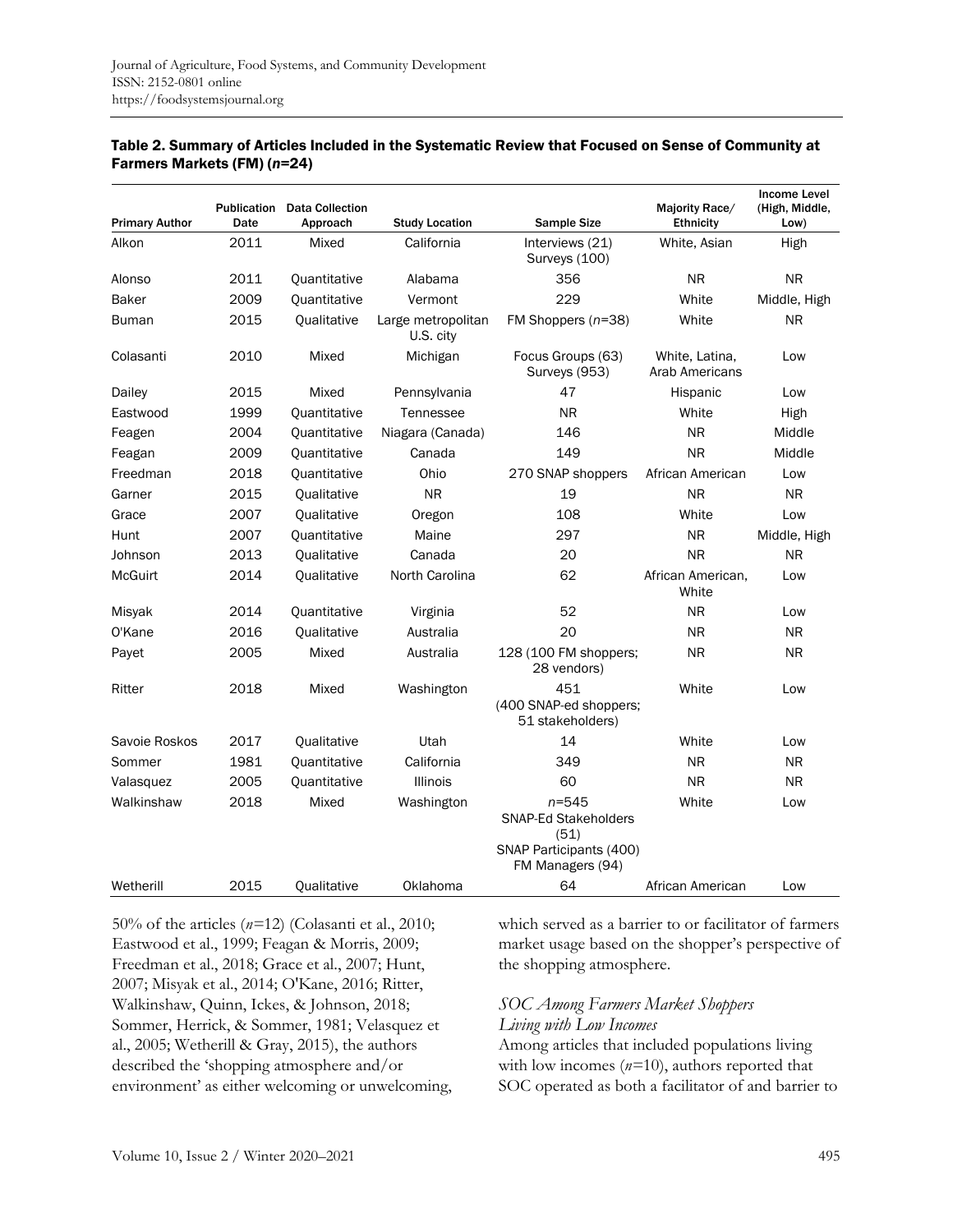**Table 2. Summary of Articles Included in the Systematic Review that Focused on Sense of Community at Farmers Markets (FM) (*n*=24)**

| Primary Author | Publication Date | Data Collection Approach | Study Location | Sample Size | Majority Race/ Ethnicity | Income Level (High, Middle, Low) |
|---|---|---|---|---|---|---|
| Alkon | 2011 | Mixed | California | Interviews (21) Surveys (100) | White, Asian | High |
| Alonso | 2011 | Quantitative | Alabama | 356 | NR | NR |
| Baker | 2009 | Quantitative | Vermont | 229 | White | Middle, High |
| Buman | 2015 | Qualitative | Large metropolitan U.S. city | FM Shoppers (*n*=38) | White | NR |
| Colasanti | 2010 | Mixed | Michigan | Focus Groups (63) Surveys (953) | White, Latina, Arab Americans | Low |
| Dailey | 2015 | Mixed | Pennsylvania | 47 | Hispanic | Low |
| Eastwood | 1999 | Quantitative | Tennessee | NR | White | High |
| Feagen | 2004 | Quantitative | Niagara (Canada) | 146 | NR | Middle |
| Feagan | 2009 | Quantitative | Canada | 149 | NR | Middle |
| Freedman | 2018 | Quantitative | Ohio | 270 SNAP shoppers | African American | Low |
| Garner | 2015 | Qualitative | NR | 19 | NR | NR |
| Grace | 2007 | Qualitative | Oregon | 108 | White | Low |
| Hunt | 2007 | Quantitative | Maine | 297 | NR | Middle, High |
| Johnson | 2013 | Qualitative | Canada | 20 | NR | NR |
| McGuirt | 2014 | Qualitative | North Carolina | 62 | African American, White | Low |
| Misyak | 2014 | Quantitative | Virginia | 52 | NR | Low |
| O'Kane | 2016 | Qualitative | Australia | 20 | NR | NR |
| Payet | 2005 | Mixed | Australia | 128 (100 FM shoppers; 28 vendors) | NR | NR |
| Ritter | 2018 | Mixed | Washington | 451 (400 SNAP-ed shoppers; 51 stakeholders) | White | Low |
| Savoie Roskos | 2017 | Qualitative | Utah | 14 | White | Low |
| Sommer | 1981 | Quantitative | California | 349 | NR | NR |
| Valasquez | 2005 | Quantitative | Illinois | 60 | NR | NR |
| Walkinshaw | 2018 | Mixed | Washington | *n*=545 SNAP-Ed Stakeholders (51) SNAP Participants (400) FM Managers (94) | White | Low |
| Wetherill | 2015 | Qualitative | Oklahoma | 64 | African American | Low |

50% of the articles (*n*=12) (Colasanti et al., 2010; Eastwood et al., 1999; Feagan & Morris, 2009; Freedman et al., 2018; Grace et al., 2007; Hunt, 2007; Misyak et al., 2014; O'Kane, 2016; Ritter, Walkinshaw, Quinn, Ickes, & Johnson, 2018; Sommer, Herrick, & Sommer, 1981; Velasquez et al., 2005; Wetherill & Gray, 2015), the authors described the 'shopping atmosphere and/or environment' as either welcoming or unwelcoming, which served as a barrier to or facilitator of farmers market usage based on the shopper's perspective of the shopping atmosphere.

### *SOC Among Farmers Market Shoppers Living with Low Incomes*

Among articles that included populations living with low incomes (*n*=10), authors reported that SOC operated as both a facilitator of and barrier to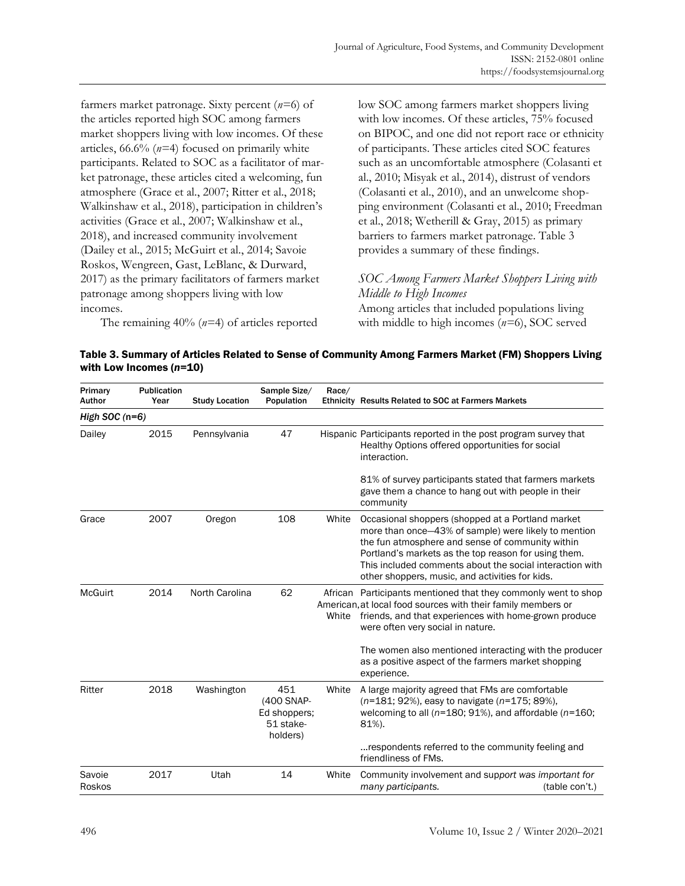farmers market patronage. Sixty percent (*n*=6) of the articles reported high SOC among farmers market shoppers living with low incomes. Of these articles, 66.6% (*n*=4) focused on primarily white participants. Related to SOC as a facilitator of market patronage, these articles cited a welcoming, fun atmosphere (Grace et al., 2007; Ritter et al., 2018; Walkinshaw et al., 2018), participation in children's activities (Grace et al., 2007; Walkinshaw et al., 2018), and increased community involvement (Dailey et al., 2015; McGuirt et al., 2014; Savoie Roskos, Wengreen, Gast, LeBlanc, & Durward, 2017) as the primary facilitators of farmers market patronage among shoppers living with low incomes.

The remaining 40% (*n*=4) of articles reported low SOC among farmers market shoppers living with low incomes. Of these articles, 75% focused on BIPOC, and one did not report race or ethnicity of participants. These articles cited SOC features such as an uncomfortable atmosphere (Colasanti et al., 2010; Misyak et al., 2014), distrust of vendors (Colasanti et al., 2010), and an unwelcome shopping environment (Colasanti et al., 2010; Freedman et al., 2018; Wetherill & Gray, 2015) as primary barriers to farmers market patronage. Table 3 provides a summary of these findings.

### *SOC Among Farmers Market Shoppers Living with Middle to High Incomes*

Among articles that included populations living with middle to high incomes (*n*=6), SOC served

**Table 3. Summary of Articles Related to Sense of Community Among Farmers Market (FM) Shoppers Living with Low Incomes (*n*=10)**

| Primary Author | Publication Year | Study Location | Sample Size/ Population | Race/ Ethnicity | Results Related to SOC at Farmers Markets |
|---|---|---|---|---|---|
| *High SOC (n=6)* | | | | | |
| Dailey | 2015 | Pennsylvania | 47 | Hispanic | Participants reported in the post program survey that Healthy Options offered opportunities for social interaction.<br><br>81% of survey participants stated that farmers markets gave them a chance to hang out with people in their community |
| Grace | 2007 | Oregon | 108 | White | Occasional shoppers (shopped at a Portland market more than once—43% of sample) were likely to mention the fun atmosphere and sense of community within Portland's markets as the top reason for using them. This included comments about the social interaction with other shoppers, music, and activities for kids. |
| McGuirt | 2014 | North Carolina | 62 | African American, White | Participants mentioned that they commonly went to shop at local food sources with their family members or friends, and that experiences with home-grown produce were often very social in nature.<br><br>The women also mentioned interacting with the producer as a positive aspect of the farmers market shopping experience. |
| Ritter | 2018 | Washington | 451 (400 SNAP-Ed shoppers; 51 stake-holders) | White | A large majority agreed that FMs are comfortable (*n*=181; 92%), easy to navigate (*n*=175; 89%), welcoming to all (*n*=180; 91%), and affordable (*n*=160; 81%).<br><br>...respondents referred to the community feeling and friendliness of FMs. |
| Savoie Roskos | 2017 | Utah | 14 | White | *Community involvement and support was important for many participants.* (table con't.) |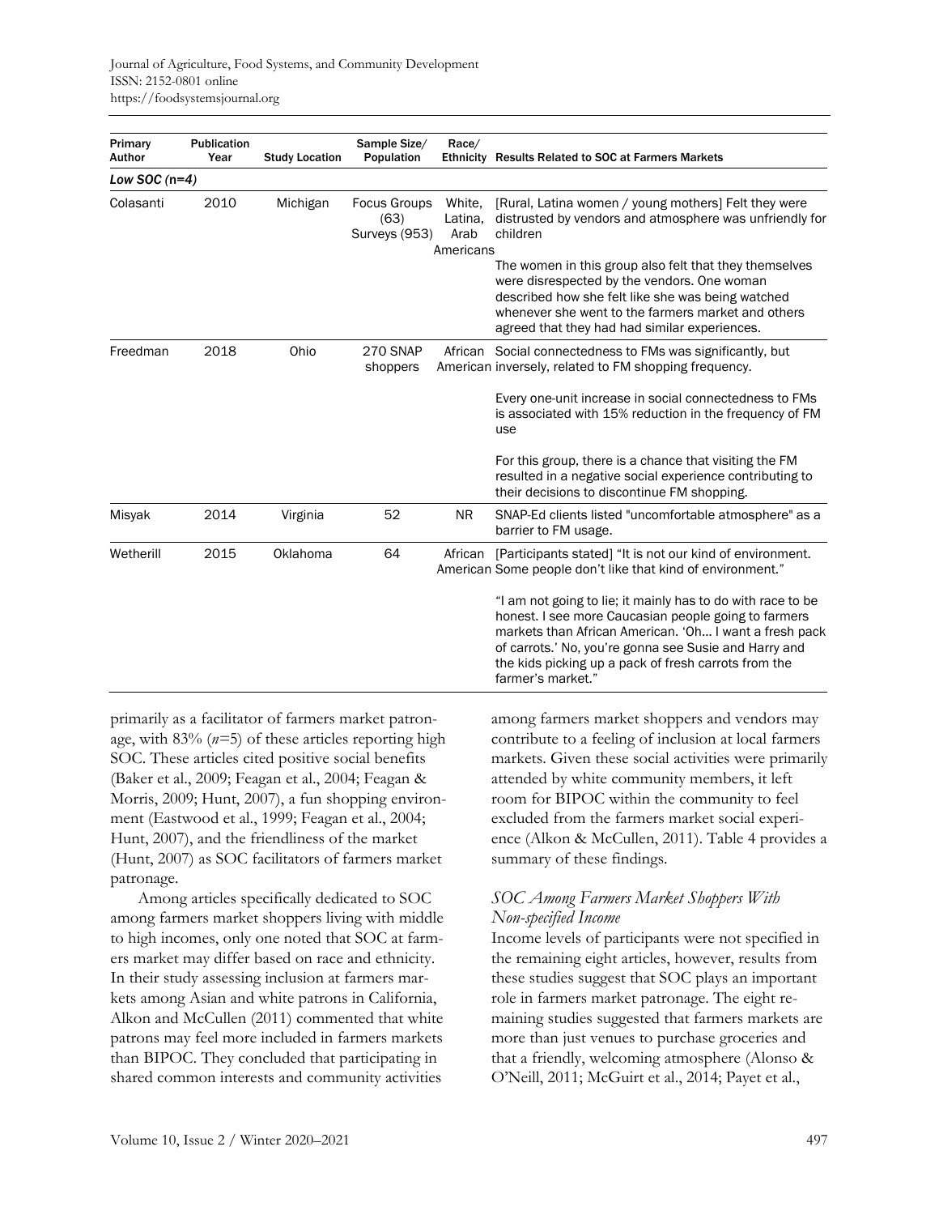| Primary Author | Publication Year | Study Location | Sample Size/ Population | Race/ Ethnicity | Results Related to SOC at Farmers Markets |
|---|---|---|---|---|---|
| *Low SOC (n=4)* | | | | | |
| Colasanti | 2010 | Michigan | Focus Groups (63) Surveys (953) | White, Latina, Arab Americans | [Rural, Latina women / young mothers] Felt they were distrusted by vendors and atmosphere was unfriendly for children<br><br>The women in this group also felt that they themselves were disrespected by the vendors. One woman described how she felt like she was being watched whenever she went to the farmers market and others agreed that they had had similar experiences. |
| Freedman | 2018 | Ohio | 270 SNAP shoppers | African American | Social connectedness to FMs was significantly, but inversely, related to FM shopping frequency.<br><br>Every one-unit increase in social connectedness to FMs is associated with 15% reduction in the frequency of FM use<br><br>For this group, there is a chance that visiting the FM resulted in a negative social experience contributing to their decisions to discontinue FM shopping. |
| Misyak | 2014 | Virginia | 52 | NR | SNAP-Ed clients listed "uncomfortable atmosphere" as a barrier to FM usage. |
| Wetherill | 2015 | Oklahoma | 64 | African American | [Participants stated] "It is not our kind of environment. Some people don't like that kind of environment."<br><br>"I am not going to lie; it mainly has to do with race to be honest. I see more Caucasian people going to farmers markets than African American. 'Oh... I want a fresh pack of carrots.' No, you're gonna see Susie and Harry and the kids picking up a pack of fresh carrots from the farmer's market." |

primarily as a facilitator of farmers market patronage, with 83% (*n*=5) of these articles reporting high SOC. These articles cited positive social benefits (Baker et al., 2009; Feagan et al., 2004; Feagan & Morris, 2009; Hunt, 2007), a fun shopping environment (Eastwood et al., 1999; Feagan et al., 2004; Hunt, 2007), and the friendliness of the market (Hunt, 2007) as SOC facilitators of farmers market patronage.

Among articles specifically dedicated to SOC among farmers market shoppers living with middle to high incomes, only one noted that SOC at farmers market may differ based on race and ethnicity. In their study assessing inclusion at farmers markets among Asian and white patrons in California, Alkon and McCullen (2011) commented that white patrons may feel more included in farmers markets than BIPOC. They concluded that participating in shared common interests and community activities among farmers market shoppers and vendors may contribute to a feeling of inclusion at local farmers markets. Given these social activities were primarily attended by white community members, it left room for BIPOC within the community to feel excluded from the farmers market social experience (Alkon & McCullen, 2011). Table 4 provides a summary of these findings.

### *SOC Among Farmers Market Shoppers With Non-specified Income*

Income levels of participants were not specified in the remaining eight articles, however, results from these studies suggest that SOC plays an important role in farmers market patronage. The eight remaining studies suggested that farmers markets are more than just venues to purchase groceries and that a friendly, welcoming atmosphere (Alonso & O'Neill, 2011; McGuirt et al., 2014; Payet et al.,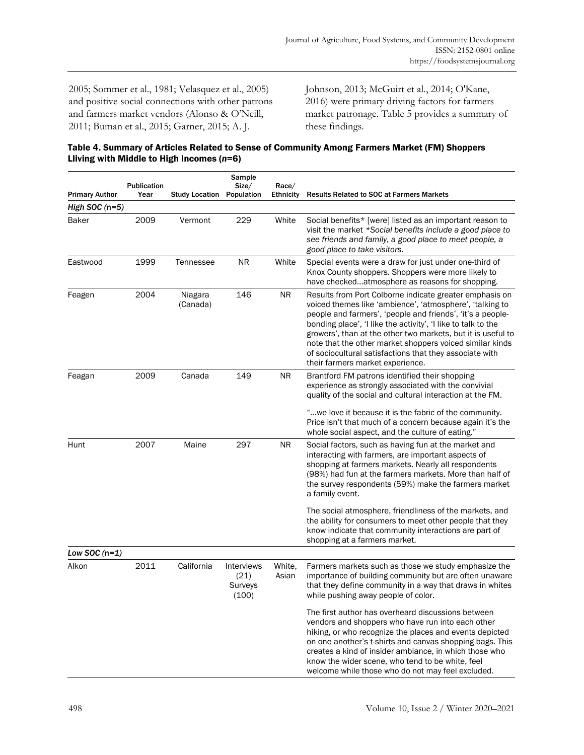2005; Sommer et al., 1981; Velasquez et al., 2005) and positive social connections with other patrons and farmers market vendors (Alonso & O'Neill, 2011; Buman et al., 2015; Garner, 2015; A. J. Johnson, 2013; McGuirt et al., 2014; O'Kane, 2016) were primary driving factors for farmers market patronage. Table 5 provides a summary of these findings.

**Table 4. Summary of Articles Related to Sense of Community Among Farmers Market (FM) Shoppers Lliving with Middle to High Incomes (*n*=6)**

| Primary Author | Publication Year | Study Location | Sample Size/ Population | Race/ Ethnicity | Results Related to SOC at Farmers Markets |
|---|---|---|---|---|---|
| ***High SOC (n=5)*** | | | | | |
| Baker | 2009 | Vermont | 229 | White | Social benefits* [were] listed as an important reason to visit the market **Social benefits include a good place to see friends and family, a good place to meet people, a good place to take visitors.* |
| Eastwood | 1999 | Tennessee | NR | White | Special events were a draw for just under one-third of Knox County shoppers. Shoppers were more likely to have checked…atmosphere as reasons for shopping. |
| Feagen | 2004 | Niagara (Canada) | 146 | NR | Results from Port Colborne indicate greater emphasis on voiced themes like 'ambience', 'atmosphere', 'talking to people and farmers', 'people and friends', 'it's a people-bonding place', 'I like the activity', 'I like to talk to the growers', than at the other two markets, but it is useful to note that the other market shoppers voiced similar kinds of sociocultural satisfactions that they associate with their farmers market experience. |
| Feagan | 2009 | Canada | 149 | NR | Brantford FM patrons identified their shopping experience as strongly associated with the convivial quality of the social and cultural interaction at the FM.<br><br>"…we love it because it is the fabric of the community. Price isn't that much of a concern because again it's the whole social aspect, and the culture of eating." |
| Hunt | 2007 | Maine | 297 | NR | Social factors, such as having fun at the market and interacting with farmers, are important aspects of shopping at farmers markets. Nearly all respondents (98%) had fun at the farmers markets. More than half of the survey respondents (59%) make the farmers market a family event.<br><br>The social atmosphere, friendliness of the markets, and the ability for consumers to meet other people that they know indicate that community interactions are part of shopping at a farmers market. |
| ***Low SOC (n=1)*** | | | | | |
| Alkon | 2011 | California | Interviews (21) Surveys (100) | White, Asian | Farmers markets such as those we study emphasize the importance of building community but are often unaware that they define community in a way that draws in whites while pushing away people of color.<br><br>The first author has overheard discussions between vendors and shoppers who have run into each other hiking, or who recognize the places and events depicted on one another's t-shirts and canvas shopping bags. This creates a kind of insider ambiance, in which those who know the wider scene, who tend to be white, feel welcome while those who do not may feel excluded. |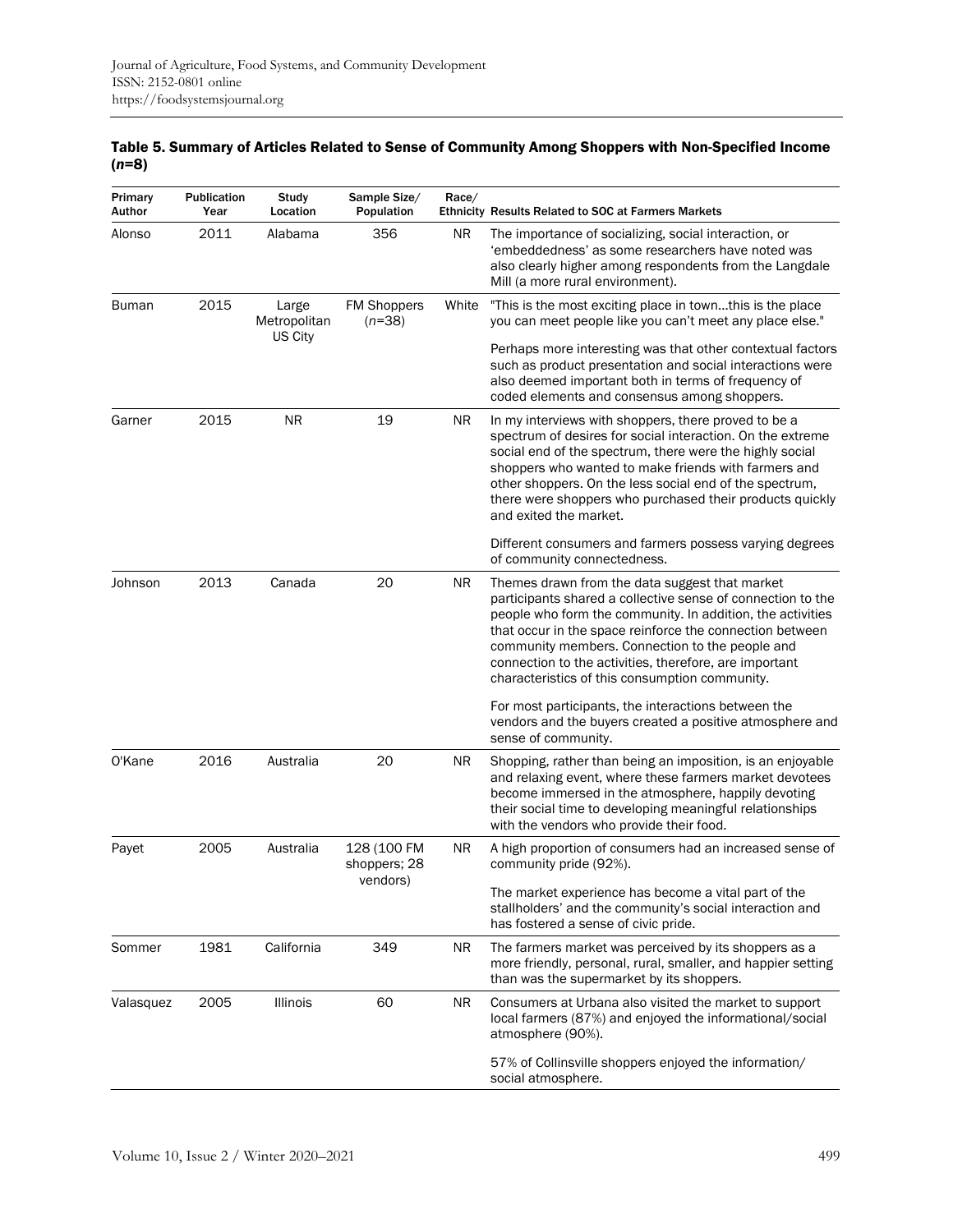**Table 5. Summary of Articles Related to Sense of Community Among Shoppers with Non-Specified Income (*n*=8)**

| Primary Author | Publication Year | Study Location | Sample Size/ Population | Race/ Ethnicity | Results Related to SOC at Farmers Markets |
|---|---|---|---|---|---|
| Alonso | 2011 | Alabama | 356 | NR | The importance of socializing, social interaction, or 'embeddedness' as some researchers have noted was also clearly higher among respondents from the Langdale Mill (a more rural environment). |
| Buman | 2015 | Large Metropolitan US City | FM Shoppers (*n*=38) | White | "This is the most exciting place in town…this is the place you can meet people like you can't meet any place else."<br><br>Perhaps more interesting was that other contextual factors such as product presentation and social interactions were also deemed important both in terms of frequency of coded elements and consensus among shoppers. |
| Garner | 2015 | NR | 19 | NR | In my interviews with shoppers, there proved to be a spectrum of desires for social interaction. On the extreme social end of the spectrum, there were the highly social shoppers who wanted to make friends with farmers and other shoppers. On the less social end of the spectrum, there were shoppers who purchased their products quickly and exited the market.<br><br>Different consumers and farmers possess varying degrees of community connectedness. |
| Johnson | 2013 | Canada | 20 | NR | Themes drawn from the data suggest that market participants shared a collective sense of connection to the people who form the community. In addition, the activities that occur in the space reinforce the connection between community members. Connection to the people and connection to the activities, therefore, are important characteristics of this consumption community.<br><br>For most participants, the interactions between the vendors and the buyers created a positive atmosphere and sense of community. |
| O'Kane | 2016 | Australia | 20 | NR | Shopping, rather than being an imposition, is an enjoyable and relaxing event, where these farmers market devotees become immersed in the atmosphere, happily devoting their social time to developing meaningful relationships with the vendors who provide their food. |
| Payet | 2005 | Australia | 128 (100 FM shoppers; 28 vendors) | NR | A high proportion of consumers had an increased sense of community pride (92%).<br><br>The market experience has become a vital part of the stallholders' and the community's social interaction and has fostered a sense of civic pride. |
| Sommer | 1981 | California | 349 | NR | The farmers market was perceived by its shoppers as a more friendly, personal, rural, smaller, and happier setting than was the supermarket by its shoppers. |
| Valasquez | 2005 | Illinois | 60 | NR | Consumers at Urbana also visited the market to support local farmers (87%) and enjoyed the informational/social atmosphere (90%).<br><br>57% of Collinsville shoppers enjoyed the information/ social atmosphere. |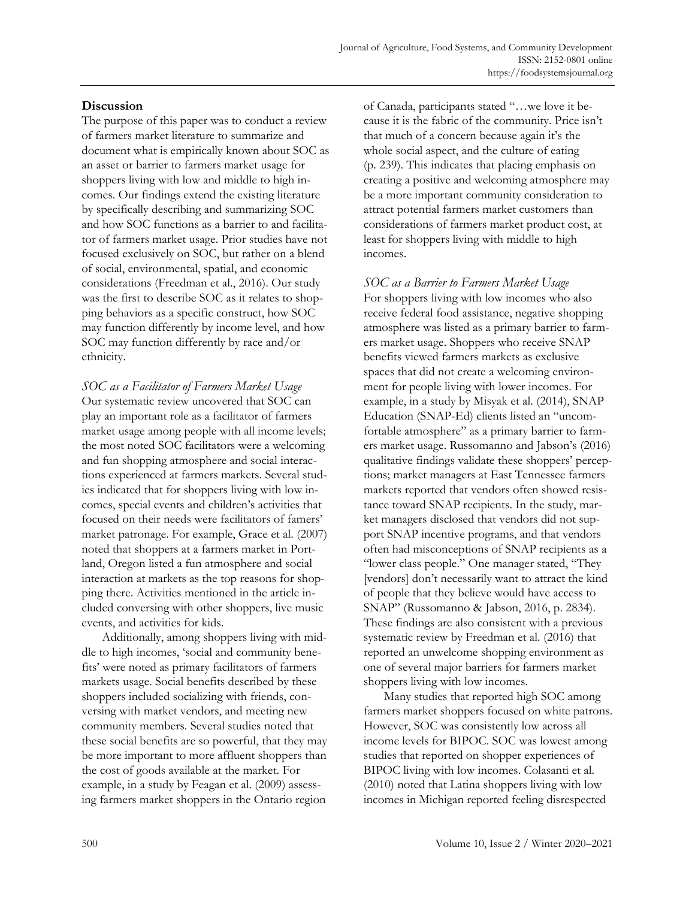## Discussion

The purpose of this paper was to conduct a review of farmers market literature to summarize and document what is empirically known about SOC as an asset or barrier to farmers market usage for shoppers living with low and middle to high incomes. Our findings extend the existing literature by specifically describing and summarizing SOC and how SOC functions as a barrier to and facilitator of farmers market usage. Prior studies have not focused exclusively on SOC, but rather on a blend of social, environmental, spatial, and economic considerations (Freedman et al., 2016). Our study was the first to describe SOC as it relates to shopping behaviors as a specific construct, how SOC may function differently by income level, and how SOC may function differently by race and/or ethnicity.

### *SOC as a Facilitator of Farmers Market Usage*

Our systematic review uncovered that SOC can play an important role as a facilitator of farmers market usage among people with all income levels; the most noted SOC facilitators were a welcoming and fun shopping atmosphere and social interactions experienced at farmers markets. Several studies indicated that for shoppers living with low incomes, special events and children's activities that focused on their needs were facilitators of famers' market patronage. For example, Grace et al. (2007) noted that shoppers at a farmers market in Portland, Oregon listed a fun atmosphere and social interaction at markets as the top reasons for shopping there. Activities mentioned in the article included conversing with other shoppers, live music events, and activities for kids.

Additionally, among shoppers living with middle to high incomes, 'social and community benefits' were noted as primary facilitators of farmers markets usage. Social benefits described by these shoppers included socializing with friends, conversing with market vendors, and meeting new community members. Several studies noted that these social benefits are so powerful, that they may be more important to more affluent shoppers than the cost of goods available at the market. For example, in a study by Feagan et al. (2009) assessing farmers market shoppers in the Ontario region of Canada, participants stated "…we love it because it is the fabric of the community. Price isn't that much of a concern because again it's the whole social aspect, and the culture of eating (p. 239). This indicates that placing emphasis on creating a positive and welcoming atmosphere may be a more important community consideration to attract potential farmers market customers than considerations of farmers market product cost, at least for shoppers living with middle to high incomes.

### *SOC as a Barrier to Farmers Market Usage*

For shoppers living with low incomes who also receive federal food assistance, negative shopping atmosphere was listed as a primary barrier to farmers market usage. Shoppers who receive SNAP benefits viewed farmers markets as exclusive spaces that did not create a welcoming environment for people living with lower incomes. For example, in a study by Misyak et al. (2014), SNAP Education (SNAP-Ed) clients listed an "uncomfortable atmosphere" as a primary barrier to farmers market usage. Russomanno and Jabson's (2016) qualitative findings validate these shoppers' perceptions; market managers at East Tennessee farmers markets reported that vendors often showed resistance toward SNAP recipients. In the study, market managers disclosed that vendors did not support SNAP incentive programs, and that vendors often had misconceptions of SNAP recipients as a "lower class people." One manager stated, "They [vendors] don't necessarily want to attract the kind of people that they believe would have access to SNAP" (Russomanno & Jabson, 2016, p. 2834). These findings are also consistent with a previous systematic review by Freedman et al. (2016) that reported an unwelcome shopping environment as one of several major barriers for farmers market shoppers living with low incomes.

Many studies that reported high SOC among farmers market shoppers focused on white patrons. However, SOC was consistently low across all income levels for BIPOC. SOC was lowest among studies that reported on shopper experiences of BIPOC living with low incomes. Colasanti et al. (2010) noted that Latina shoppers living with low incomes in Michigan reported feeling disrespected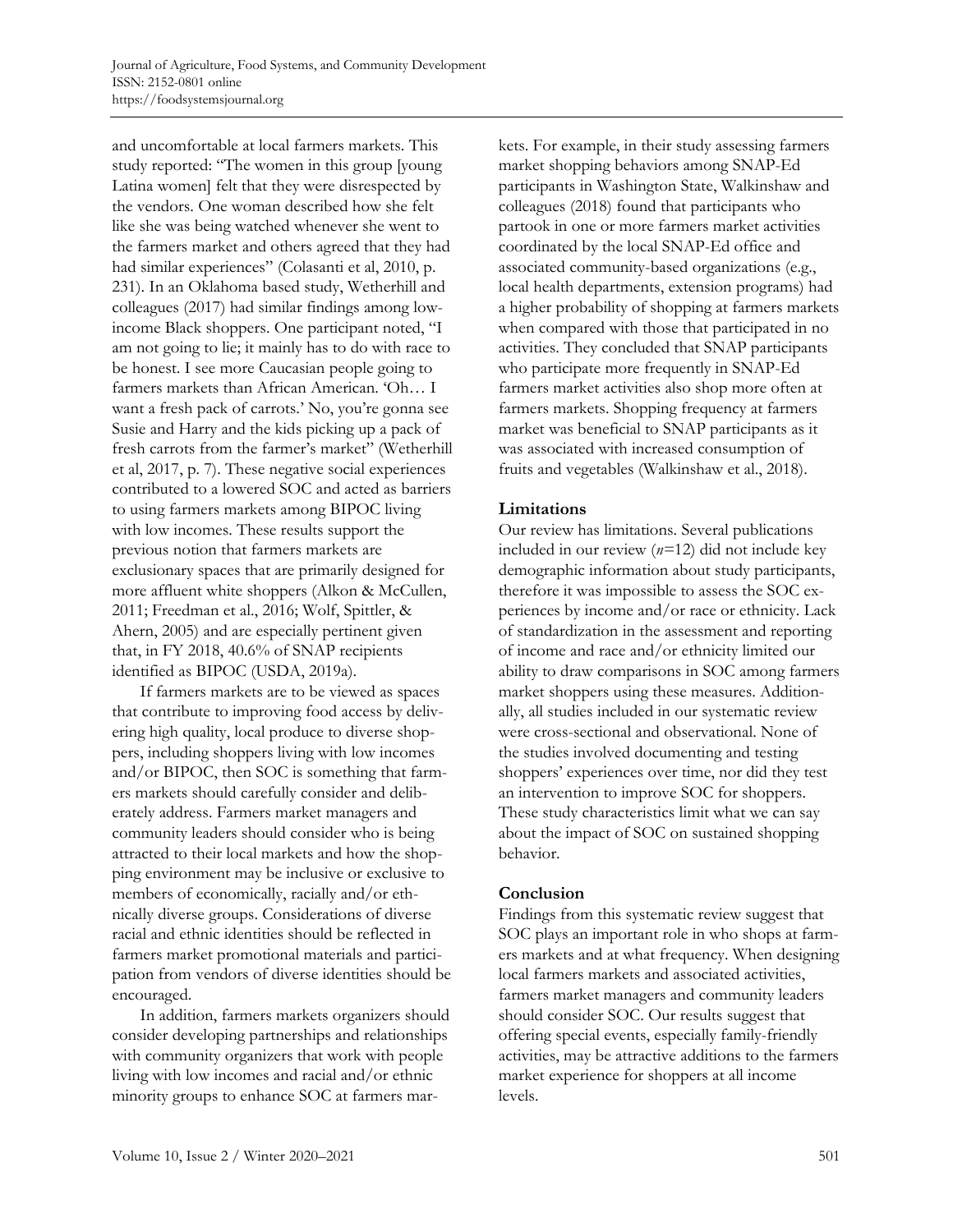and uncomfortable at local farmers markets. This study reported: "The women in this group [young Latina women] felt that they were disrespected by the vendors. One woman described how she felt like she was being watched whenever she went to the farmers market and others agreed that they had had similar experiences" (Colasanti et al, 2010, p. 231). In an Oklahoma based study, Wetherhill and colleagues (2017) had similar findings among low-income Black shoppers. One participant noted, "I am not going to lie; it mainly has to do with race to be honest. I see more Caucasian people going to farmers markets than African American. 'Oh… I want a fresh pack of carrots.' No, you're gonna see Susie and Harry and the kids picking up a pack of fresh carrots from the farmer's market" (Wetherhill et al, 2017, p. 7). These negative social experiences contributed to a lowered SOC and acted as barriers to using farmers markets among BIPOC living with low incomes. These results support the previous notion that farmers markets are exclusionary spaces that are primarily designed for more affluent white shoppers (Alkon & McCullen, 2011; Freedman et al., 2016; Wolf, Spittler, & Ahern, 2005) and are especially pertinent given that, in FY 2018, 40.6% of SNAP recipients identified as BIPOC (USDA, 2019a).

If farmers markets are to be viewed as spaces that contribute to improving food access by delivering high quality, local produce to diverse shoppers, including shoppers living with low incomes and/or BIPOC, then SOC is something that farmers markets should carefully consider and deliberately address. Farmers market managers and community leaders should consider who is being attracted to their local markets and how the shopping environment may be inclusive or exclusive to members of economically, racially and/or ethnically diverse groups. Considerations of diverse racial and ethnic identities should be reflected in farmers market promotional materials and participation from vendors of diverse identities should be encouraged.

In addition, farmers markets organizers should consider developing partnerships and relationships with community organizers that work with people living with low incomes and racial and/or ethnic minority groups to enhance SOC at farmers markets. For example, in their study assessing farmers market shopping behaviors among SNAP-Ed participants in Washington State, Walkinshaw and colleagues (2018) found that participants who partook in one or more farmers market activities coordinated by the local SNAP-Ed office and associated community-based organizations (e.g., local health departments, extension programs) had a higher probability of shopping at farmers markets when compared with those that participated in no activities. They concluded that SNAP participants who participate more frequently in SNAP-Ed farmers market activities also shop more often at farmers markets. Shopping frequency at farmers market was beneficial to SNAP participants as it was associated with increased consumption of fruits and vegetables (Walkinshaw et al., 2018).

## Limitations

Our review has limitations. Several publications included in our review (*n*=12) did not include key demographic information about study participants, therefore it was impossible to assess the SOC experiences by income and/or race or ethnicity. Lack of standardization in the assessment and reporting of income and race and/or ethnicity limited our ability to draw comparisons in SOC among farmers market shoppers using these measures. Additionally, all studies included in our systematic review were cross-sectional and observational. None of the studies involved documenting and testing shoppers' experiences over time, nor did they test an intervention to improve SOC for shoppers. These study characteristics limit what we can say about the impact of SOC on sustained shopping behavior.

## Conclusion

Findings from this systematic review suggest that SOC plays an important role in who shops at farmers markets and at what frequency. When designing local farmers markets and associated activities, farmers market managers and community leaders should consider SOC. Our results suggest that offering special events, especially family-friendly activities, may be attractive additions to the farmers market experience for shoppers at all income levels.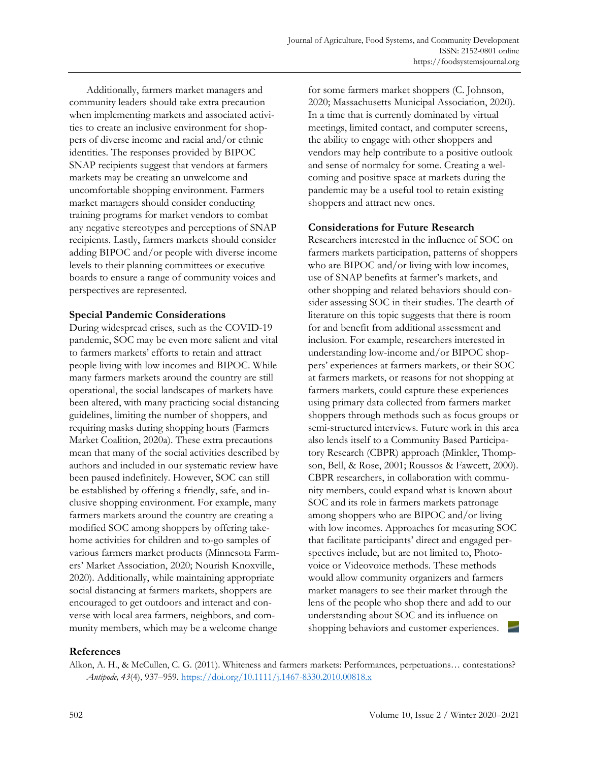Additionally, farmers market managers and community leaders should take extra precaution when implementing markets and associated activities to create an inclusive environment for shoppers of diverse income and racial and/or ethnic identities. The responses provided by BIPOC SNAP recipients suggest that vendors at farmers markets may be creating an unwelcome and uncomfortable shopping environment. Farmers market managers should consider conducting training programs for market vendors to combat any negative stereotypes and perceptions of SNAP recipients. Lastly, farmers markets should consider adding BIPOC and/or people with diverse income levels to their planning committees or executive boards to ensure a range of community voices and perspectives are represented.

### Special Pandemic Considerations

During widespread crises, such as the COVID-19 pandemic, SOC may be even more salient and vital to farmers markets' efforts to retain and attract people living with low incomes and BIPOC. While many farmers markets around the country are still operational, the social landscapes of markets have been altered, with many practicing social distancing guidelines, limiting the number of shoppers, and requiring masks during shopping hours (Farmers Market Coalition, 2020a). These extra precautions mean that many of the social activities described by authors and included in our systematic review have been paused indefinitely. However, SOC can still be established by offering a friendly, safe, and inclusive shopping environment. For example, many farmers markets around the country are creating a modified SOC among shoppers by offering take-home activities for children and to-go samples of various farmers market products (Minnesota Farmers' Market Association, 2020; Nourish Knoxville, 2020). Additionally, while maintaining appropriate social distancing at farmers markets, shoppers are encouraged to get outdoors and interact and converse with local area farmers, neighbors, and community members, which may be a welcome change for some farmers market shoppers (C. Johnson, 2020; Massachusetts Municipal Association, 2020). In a time that is currently dominated by virtual meetings, limited contact, and computer screens, the ability to engage with other shoppers and vendors may help contribute to a positive outlook and sense of normalcy for some. Creating a welcoming and positive space at markets during the pandemic may be a useful tool to retain existing shoppers and attract new ones.

### Considerations for Future Research

Researchers interested in the influence of SOC on farmers markets participation, patterns of shoppers who are BIPOC and/or living with low incomes, use of SNAP benefits at farmer's markets, and other shopping and related behaviors should consider assessing SOC in their studies. The dearth of literature on this topic suggests that there is room for and benefit from additional assessment and inclusion. For example, researchers interested in understanding low-income and/or BIPOC shoppers' experiences at farmers markets, or their SOC at farmers markets, or reasons for not shopping at farmers markets, could capture these experiences using primary data collected from farmers market shoppers through methods such as focus groups or semi-structured interviews. Future work in this area also lends itself to a Community Based Participatory Research (CBPR) approach (Minkler, Thompson, Bell, & Rose, 2001; Roussos & Fawcett, 2000). CBPR researchers, in collaboration with community members, could expand what is known about SOC and its role in farmers markets patronage among shoppers who are BIPOC and/or living with low incomes. Approaches for measuring SOC that facilitate participants' direct and engaged perspectives include, but are not limited to, Photovoice or Videovoice methods. These methods would allow community organizers and farmers market managers to see their market through the lens of the people who shop there and add to our understanding about SOC and its influence on shopping behaviors and customer experiences.

## References

Alkon, A. H., & McCullen, C. G. (2011). Whiteness and farmers markets: Performances, perpetuations… contestations? *Antipode, 43*(4), 937–959. https://doi.org/10.1111/j.1467-8330.2010.00818.x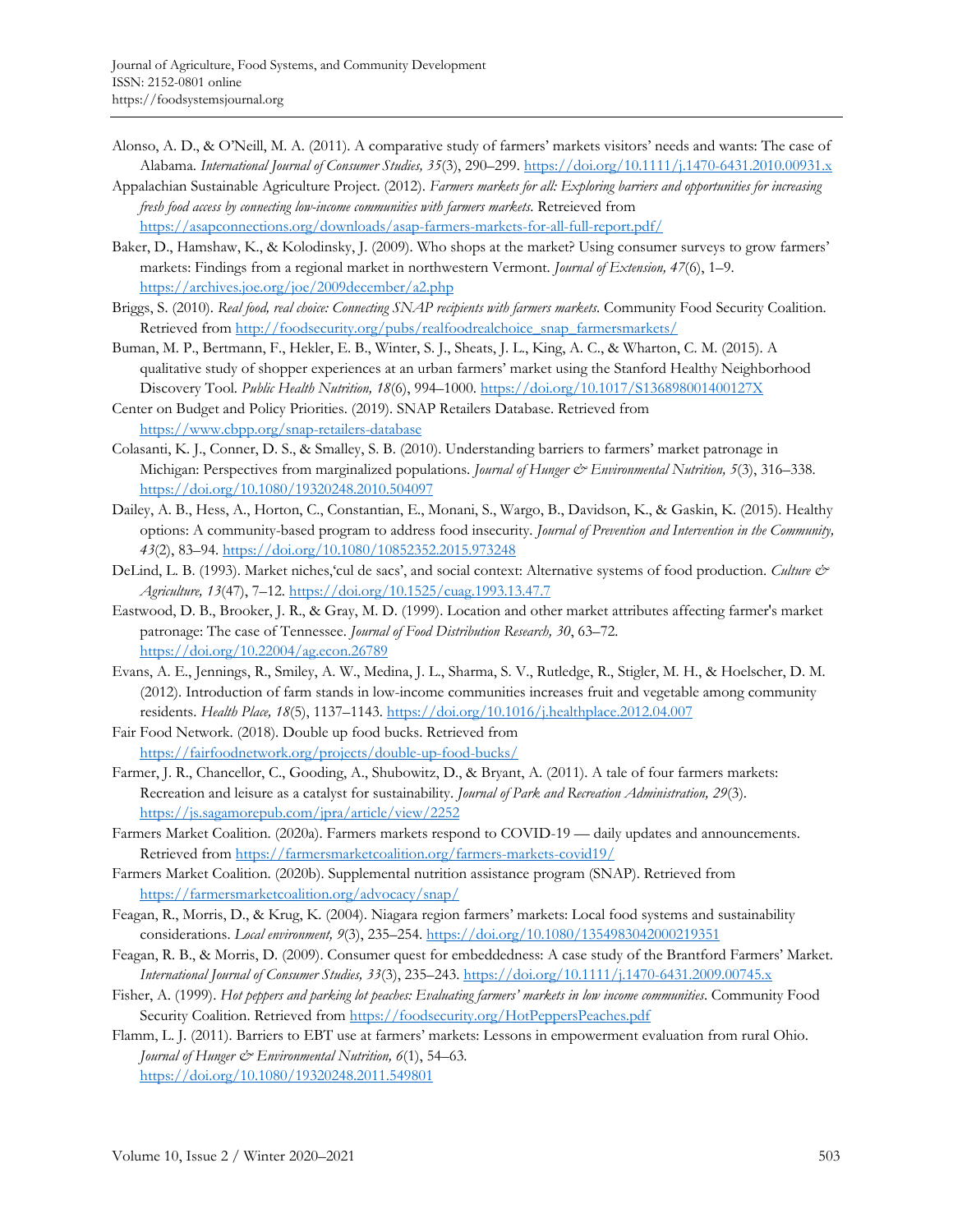Alonso, A. D., & O'Neill, M. A. (2011). A comparative study of farmers' markets visitors' needs and wants: The case of Alabama. *International Journal of Consumer Studies, 35*(3), 290–299. https://doi.org/10.1111/j.1470-6431.2010.00931.x

Appalachian Sustainable Agriculture Project. (2012). *Farmers markets for all: Exploring barriers and opportunities for increasing fresh food access by connecting low-income communities with farmers markets*. Retreieved from https://asapconnections.org/downloads/asap-farmers-markets-for-all-full-report.pdf/

Baker, D., Hamshaw, K., & Kolodinsky, J. (2009). Who shops at the market? Using consumer surveys to grow farmers' markets: Findings from a regional market in northwestern Vermont. *Journal of Extension, 47*(6), 1–9. https://archives.joe.org/joe/2009december/a2.php

Briggs, S. (2010). *Real food, real choice: Connecting SNAP recipients with farmers markets*. Community Food Security Coalition. Retrieved from http://foodsecurity.org/pubs/realfoodrealchoice_snap_farmersmarkets/

Buman, M. P., Bertmann, F., Hekler, E. B., Winter, S. J., Sheats, J. L., King, A. C., & Wharton, C. M. (2015). A qualitative study of shopper experiences at an urban farmers' market using the Stanford Healthy Neighborhood Discovery Tool. *Public Health Nutrition, 18*(6), 994–1000. https://doi.org/10.1017/S136898001400127X

Center on Budget and Policy Priorities. (2019). SNAP Retailers Database. Retrieved from https://www.cbpp.org/snap-retailers-database

Colasanti, K. J., Conner, D. S., & Smalley, S. B. (2010). Understanding barriers to farmers' market patronage in Michigan: Perspectives from marginalized populations. *Journal of Hunger & Environmental Nutrition, 5*(3), 316–338. https://doi.org/10.1080/19320248.2010.504097

Dailey, A. B., Hess, A., Horton, C., Constantian, E., Monani, S., Wargo, B., Davidson, K., & Gaskin, K. (2015). Healthy options: A community-based program to address food insecurity. *Journal of Prevention and Intervention in the Community, 43*(2), 83–94. https://doi.org/10.1080/10852352.2015.973248

DeLind, L. B. (1993). Market niches,'cul de sacs', and social context: Alternative systems of food production. *Culture & Agriculture, 13*(47), 7–12. https://doi.org/10.1525/cuag.1993.13.47.7

Eastwood, D. B., Brooker, J. R., & Gray, M. D. (1999). Location and other market attributes affecting farmer's market patronage: The case of Tennessee. *Journal of Food Distribution Research, 30*, 63–72. https://doi.org/10.22004/ag.econ.26789

Evans, A. E., Jennings, R., Smiley, A. W., Medina, J. L., Sharma, S. V., Rutledge, R., Stigler, M. H., & Hoelscher, D. M. (2012). Introduction of farm stands in low-income communities increases fruit and vegetable among community residents. *Health Place, 18*(5), 1137–1143. https://doi.org/10.1016/j.healthplace.2012.04.007

Fair Food Network. (2018). Double up food bucks. Retrieved from https://fairfoodnetwork.org/projects/double-up-food-bucks/

Farmer, J. R., Chancellor, C., Gooding, A., Shubowitz, D., & Bryant, A. (2011). A tale of four farmers markets: Recreation and leisure as a catalyst for sustainability. *Journal of Park and Recreation Administration, 29*(3). https://js.sagamorepub.com/jpra/article/view/2252

Farmers Market Coalition. (2020a). Farmers markets respond to COVID-19 — daily updates and announcements. Retrieved from https://farmersmarketcoalition.org/farmers-markets-covid19/

Farmers Market Coalition. (2020b). Supplemental nutrition assistance program (SNAP). Retrieved from https://farmersmarketcoalition.org/advocacy/snap/

Feagan, R., Morris, D., & Krug, K. (2004). Niagara region farmers' markets: Local food systems and sustainability considerations. *Local environment, 9*(3), 235–254. https://doi.org/10.1080/1354983042000219351

Feagan, R. B., & Morris, D. (2009). Consumer quest for embeddedness: A case study of the Brantford Farmers' Market. *International Journal of Consumer Studies, 33*(3), 235–243. https://doi.org/10.1111/j.1470-6431.2009.00745.x

Fisher, A. (1999). *Hot peppers and parking lot peaches: Evaluating farmers' markets in low income communities*. Community Food Security Coalition. Retrieved from https://foodsecurity.org/HotPeppersPeaches.pdf

Flamm, L. J. (2011). Barriers to EBT use at farmers' markets: Lessons in empowerment evaluation from rural Ohio. *Journal of Hunger & Environmental Nutrition, 6*(1), 54–63. https://doi.org/10.1080/19320248.2011.549801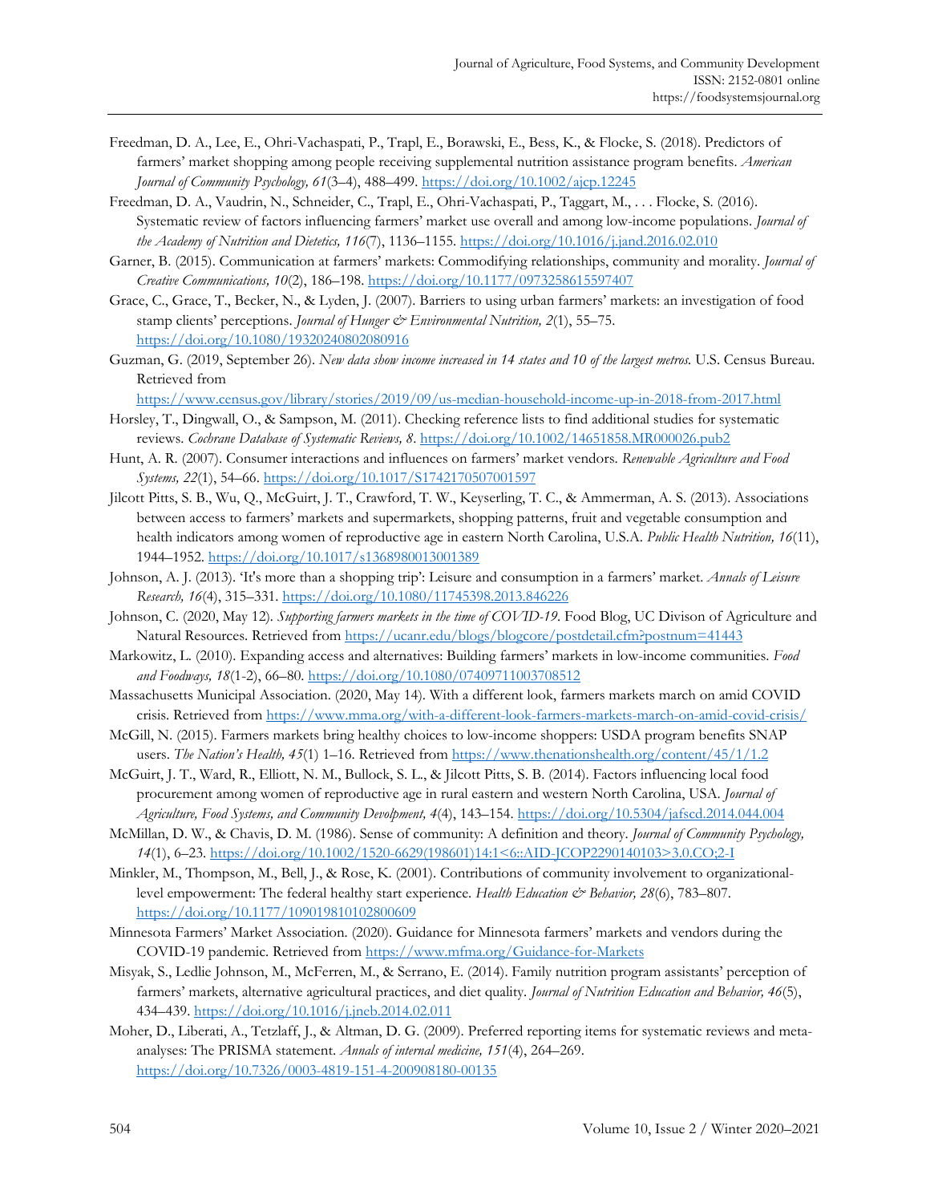Freedman, D. A., Lee, E., Ohri-Vachaspati, P., Trapl, E., Borawski, E., Bess, K., & Flocke, S. (2018). Predictors of farmers' market shopping among people receiving supplemental nutrition assistance program benefits. *American Journal of Community Psychology, 61*(3–4), 488–499. https://doi.org/10.1002/ajcp.12245

Freedman, D. A., Vaudrin, N., Schneider, C., Trapl, E., Ohri-Vachaspati, P., Taggart, M., . . . Flocke, S. (2016). Systematic review of factors influencing farmers' market use overall and among low-income populations. *Journal of the Academy of Nutrition and Dietetics, 116*(7), 1136–1155. https://doi.org/10.1016/j.jand.2016.02.010

Garner, B. (2015). Communication at farmers' markets: Commodifying relationships, community and morality. *Journal of Creative Communications, 10*(2), 186–198. https://doi.org/10.1177/0973258615597407

Grace, C., Grace, T., Becker, N., & Lyden, J. (2007). Barriers to using urban farmers' markets: an investigation of food stamp clients' perceptions. *Journal of Hunger & Environmental Nutrition, 2*(1), 55–75. https://doi.org/10.1080/19320240802080916

Guzman, G. (2019, September 26). *New data show income increased in 14 states and 10 of the largest metros.* U.S. Census Bureau. Retrieved from https://www.census.gov/library/stories/2019/09/us-median-household-income-up-in-2018-from-2017.html

Horsley, T., Dingwall, O., & Sampson, M. (2011). Checking reference lists to find additional studies for systematic reviews. *Cochrane Database of Systematic Reviews, 8*. https://doi.org/10.1002/14651858.MR000026.pub2

Hunt, A. R. (2007). Consumer interactions and influences on farmers' market vendors. *Renewable Agriculture and Food Systems, 22*(1), 54–66. https://doi.org/10.1017/S1742170507001597

Jilcott Pitts, S. B., Wu, Q., McGuirt, J. T., Crawford, T. W., Keyserling, T. C., & Ammerman, A. S. (2013). Associations between access to farmers' markets and supermarkets, shopping patterns, fruit and vegetable consumption and health indicators among women of reproductive age in eastern North Carolina, U.S.A. *Public Health Nutrition, 16*(11), 1944–1952. https://doi.org/10.1017/s1368980013001389

Johnson, A. J. (2013). 'It's more than a shopping trip': Leisure and consumption in a farmers' market. *Annals of Leisure Research, 16*(4), 315–331. https://doi.org/10.1080/11745398.2013.846226

Johnson, C. (2020, May 12). *Supporting farmers markets in the time of COVID-19*. Food Blog, UC Divison of Agriculture and Natural Resources. Retrieved from https://ucanr.edu/blogs/blogcore/postdetail.cfm?postnum=41443

Markowitz, L. (2010). Expanding access and alternatives: Building farmers' markets in low-income communities. *Food and Foodways, 18*(1-2), 66–80. https://doi.org/10.1080/07409711003708512

Massachusetts Municipal Association. (2020, May 14). With a different look, farmers markets march on amid COVID crisis. Retrieved from https://www.mma.org/with-a-different-look-farmers-markets-march-on-amid-covid-crisis/

McGill, N. (2015). Farmers markets bring healthy choices to low-income shoppers: USDA program benefits SNAP users. *The Nation's Health, 45*(1) 1–16. Retrieved from https://www.thenationshealth.org/content/45/1/1.2

McGuirt, J. T., Ward, R., Elliott, N. M., Bullock, S. L., & Jilcott Pitts, S. B. (2014). Factors influencing local food procurement among women of reproductive age in rural eastern and western North Carolina, USA. *Journal of Agriculture, Food Systems, and Community Devolpment, 4*(4), 143–154. https://doi.org/10.5304/jafscd.2014.044.004

McMillan, D. W., & Chavis, D. M. (1986). Sense of community: A definition and theory. *Journal of Community Psychology, 14*(1), 6–23. https://doi.org/10.1002/1520-6629(198601)14:1<6::AID-JCOP2290140103>3.0.CO;2-I

Minkler, M., Thompson, M., Bell, J., & Rose, K. (2001). Contributions of community involvement to organizational-level empowerment: The federal healthy start experience. *Health Education & Behavior, 28*(6), 783–807. https://doi.org/10.1177/109019810102800609

Minnesota Farmers' Market Association. (2020). Guidance for Minnesota farmers' markets and vendors during the COVID-19 pandemic. Retrieved from https://www.mfma.org/Guidance-for-Markets

Misyak, S., Ledlie Johnson, M., McFerren, M., & Serrano, E. (2014). Family nutrition program assistants' perception of farmers' markets, alternative agricultural practices, and diet quality. *Journal of Nutrition Education and Behavior, 46*(5), 434–439. https://doi.org/10.1016/j.jneb.2014.02.011

Moher, D., Liberati, A., Tetzlaff, J., & Altman, D. G. (2009). Preferred reporting items for systematic reviews and meta-analyses: The PRISMA statement. *Annals of internal medicine, 151*(4), 264–269. https://doi.org/10.7326/0003-4819-151-4-200908180-00135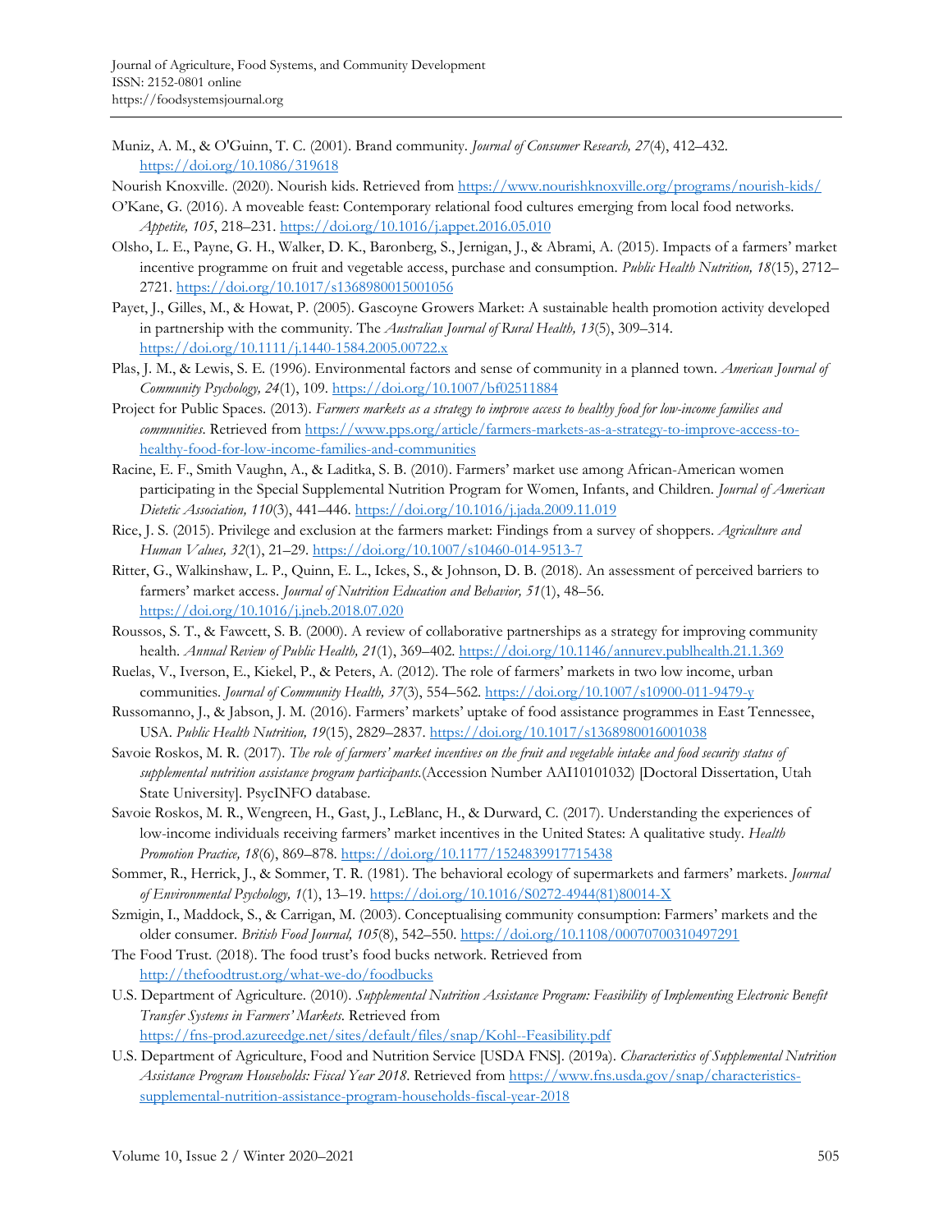Muniz, A. M., & O'Guinn, T. C. (2001). Brand community. *Journal of Consumer Research, 27*(4), 412–432. https://doi.org/10.1086/319618

Nourish Knoxville. (2020). Nourish kids. Retrieved from https://www.nourishknoxville.org/programs/nourish-kids/

O'Kane, G. (2016). A moveable feast: Contemporary relational food cultures emerging from local food networks. *Appetite, 105*, 218–231. https://doi.org/10.1016/j.appet.2016.05.010

Olsho, L. E., Payne, G. H., Walker, D. K., Baronberg, S., Jernigan, J., & Abrami, A. (2015). Impacts of a farmers' market incentive programme on fruit and vegetable access, purchase and consumption. *Public Health Nutrition, 18*(15), 2712–2721. https://doi.org/10.1017/s1368980015001056

Payet, J., Gilles, M., & Howat, P. (2005). Gascoyne Growers Market: A sustainable health promotion activity developed in partnership with the community. The *Australian Journal of Rural Health, 13*(5), 309–314. https://doi.org/10.1111/j.1440-1584.2005.00722.x

Plas, J. M., & Lewis, S. E. (1996). Environmental factors and sense of community in a planned town. *American Journal of Community Psychology, 24*(1), 109. https://doi.org/10.1007/bf02511884

Project for Public Spaces. (2013). *Farmers markets as a strategy to improve access to healthy food for low-income families and communities*. Retrieved from https://www.pps.org/article/farmers-markets-as-a-strategy-to-improve-access-to-healthy-food-for-low-income-families-and-communities

Racine, E. F., Smith Vaughn, A., & Laditka, S. B. (2010). Farmers' market use among African-American women participating in the Special Supplemental Nutrition Program for Women, Infants, and Children. *Journal of American Dietetic Association, 110*(3), 441–446. https://doi.org/10.1016/j.jada.2009.11.019

Rice, J. S. (2015). Privilege and exclusion at the farmers market: Findings from a survey of shoppers. *Agriculture and Human Values, 32*(1), 21–29. https://doi.org/10.1007/s10460-014-9513-7

Ritter, G., Walkinshaw, L. P., Quinn, E. L., Ickes, S., & Johnson, D. B. (2018). An assessment of perceived barriers to farmers' market access. *Journal of Nutrition Education and Behavior, 51*(1), 48–56. https://doi.org/10.1016/j.jneb.2018.07.020

Roussos, S. T., & Fawcett, S. B. (2000). A review of collaborative partnerships as a strategy for improving community health. *Annual Review of Public Health, 21*(1), 369–402. https://doi.org/10.1146/annurev.publhealth.21.1.369

Ruelas, V., Iverson, E., Kiekel, P., & Peters, A. (2012). The role of farmers' markets in two low income, urban communities. *Journal of Community Health, 37*(3), 554–562. https://doi.org/10.1007/s10900-011-9479-y

Russomanno, J., & Jabson, J. M. (2016). Farmers' markets' uptake of food assistance programmes in East Tennessee, USA. *Public Health Nutrition, 19*(15), 2829–2837. https://doi.org/10.1017/s1368980016001038

Savoie Roskos, M. R. (2017). *The role of farmers' market incentives on the fruit and vegetable intake and food security status of supplemental nutrition assistance program participants.*(Accession Number AAI10101032) [Doctoral Dissertation, Utah State University]. PsycINFO database.

Savoie Roskos, M. R., Wengreen, H., Gast, J., LeBlanc, H., & Durward, C. (2017). Understanding the experiences of low-income individuals receiving farmers' market incentives in the United States: A qualitative study. *Health Promotion Practice, 18*(6), 869–878. https://doi.org/10.1177/1524839917715438

Sommer, R., Herrick, J., & Sommer, T. R. (1981). The behavioral ecology of supermarkets and farmers' markets. *Journal of Environmental Psychology, 1*(1), 13–19. https://doi.org/10.1016/S0272-4944(81)80014-X

Szmigin, I., Maddock, S., & Carrigan, M. (2003). Conceptualising community consumption: Farmers' markets and the older consumer. *British Food Journal, 105*(8), 542–550. https://doi.org/10.1108/00070700310497291

The Food Trust. (2018). The food trust's food bucks network. Retrieved from http://thefoodtrust.org/what-we-do/foodbucks

U.S. Department of Agriculture. (2010). *Supplemental Nutrition Assistance Program: Feasibility of Implementing Electronic Benefit Transfer Systems in Farmers' Markets*. Retrieved from https://fns-prod.azureedge.net/sites/default/files/snap/Kohl--Feasibility.pdf

U.S. Department of Agriculture, Food and Nutrition Service [USDA FNS]. (2019a). *Characteristics of Supplemental Nutrition Assistance Program Households: Fiscal Year 2018*. Retrieved from https://www.fns.usda.gov/snap/characteristics-supplemental-nutrition-assistance-program-households-fiscal-year-2018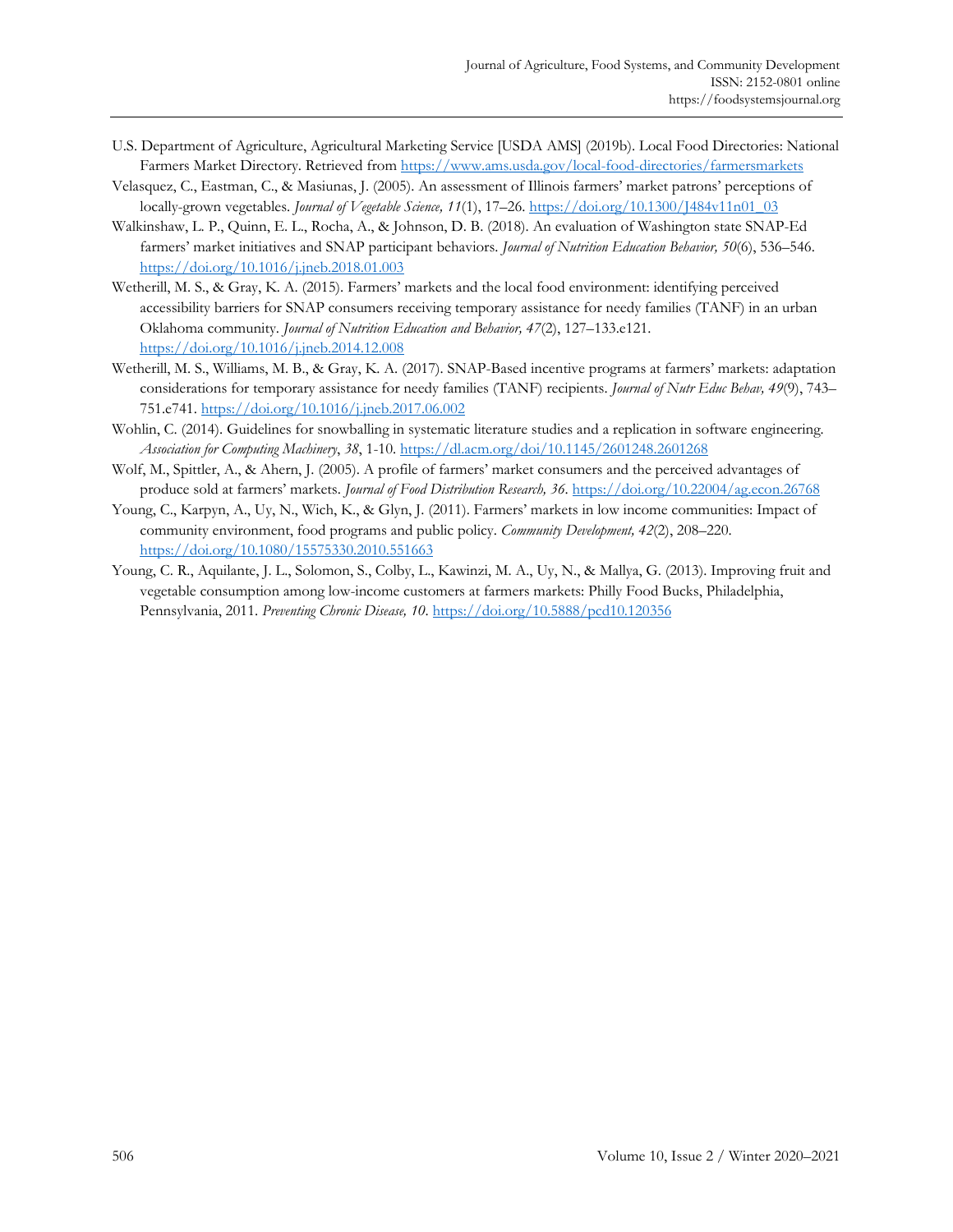U.S. Department of Agriculture, Agricultural Marketing Service [USDA AMS] (2019b). Local Food Directories: National Farmers Market Directory. Retrieved from https://www.ams.usda.gov/local-food-directories/farmersmarkets

Velasquez, C., Eastman, C., & Masiunas, J. (2005). An assessment of Illinois farmers' market patrons' perceptions of locally-grown vegetables. *Journal of Vegetable Science, 11*(1), 17–26. https://doi.org/10.1300/J484v11n01_03

Walkinshaw, L. P., Quinn, E. L., Rocha, A., & Johnson, D. B. (2018). An evaluation of Washington state SNAP-Ed farmers' market initiatives and SNAP participant behaviors. *Journal of Nutrition Education Behavior, 50*(6), 536–546. https://doi.org/10.1016/j.jneb.2018.01.003

Wetherill, M. S., & Gray, K. A. (2015). Farmers' markets and the local food environment: identifying perceived accessibility barriers for SNAP consumers receiving temporary assistance for needy families (TANF) in an urban Oklahoma community. *Journal of Nutrition Education and Behavior, 47*(2), 127–133.e121. https://doi.org/10.1016/j.jneb.2014.12.008

Wetherill, M. S., Williams, M. B., & Gray, K. A. (2017). SNAP-Based incentive programs at farmers' markets: adaptation considerations for temporary assistance for needy families (TANF) recipients. *Journal of Nutr Educ Behav, 49*(9), 743–751.e741. https://doi.org/10.1016/j.jneb.2017.06.002

Wohlin, C. (2014). Guidelines for snowballing in systematic literature studies and a replication in software engineering. *Association for Computing Machinery*, *38*, 1-10. https://dl.acm.org/doi/10.1145/2601248.2601268

Wolf, M., Spittler, A., & Ahern, J. (2005). A profile of farmers' market consumers and the perceived advantages of produce sold at farmers' markets. *Journal of Food Distribution Research, 36*. https://doi.org/10.22004/ag.econ.26768

Young, C., Karpyn, A., Uy, N., Wich, K., & Glyn, J. (2011). Farmers' markets in low income communities: Impact of community environment, food programs and public policy. *Community Development, 42*(2), 208–220. https://doi.org/10.1080/15575330.2010.551663

Young, C. R., Aquilante, J. L., Solomon, S., Colby, L., Kawinzi, M. A., Uy, N., & Mallya, G. (2013). Improving fruit and vegetable consumption among low-income customers at farmers markets: Philly Food Bucks, Philadelphia, Pennsylvania, 2011. *Preventing Chronic Disease, 10*. https://doi.org/10.5888/pcd10.120356